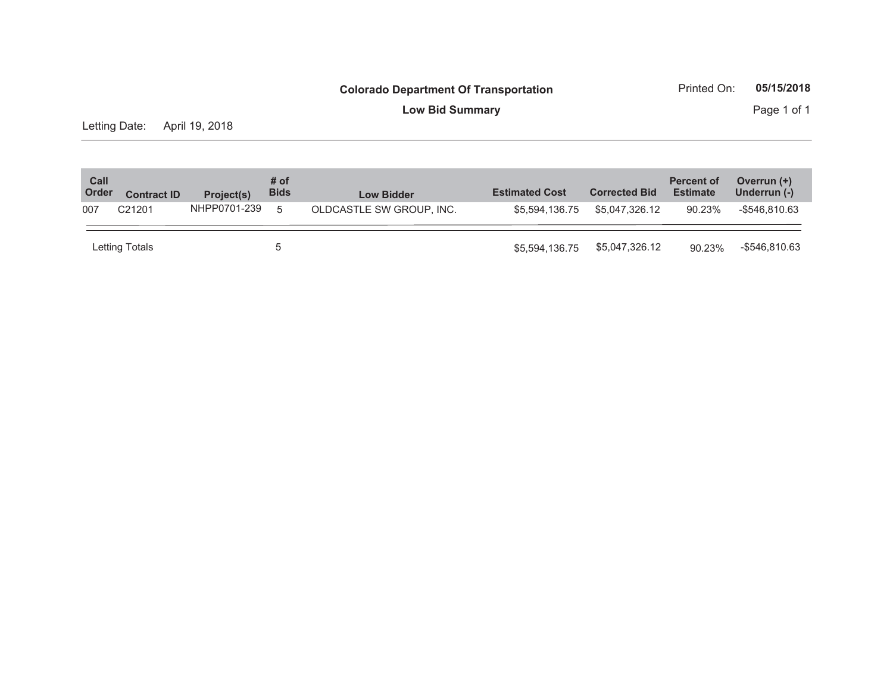# Colorado Department Of Transportation

## Low Bid Summary

Printed On: **05/15/2018**

Letting Date: April 19, 2018

| Call Order | Contract ID | Project(s) | # of Bids | Low Bidder | Estimated Cost | Corrected Bid | Percent of Estimate | Overrun (+) Underrun (-) |
|---|---|---|---|---|---|---|---|---|
| 007 | C21201 | NHPP0701-239 | 5 | OLDCASTLE SW GROUP, INC. | $5,594,136.75 | $5,047,326.12 | 90.23% | -$546,810.63 |
| Letting Totals | | | 5 | | $5,594,136.75 | $5,047,326.12 | 90.23% | -$546,810.63 |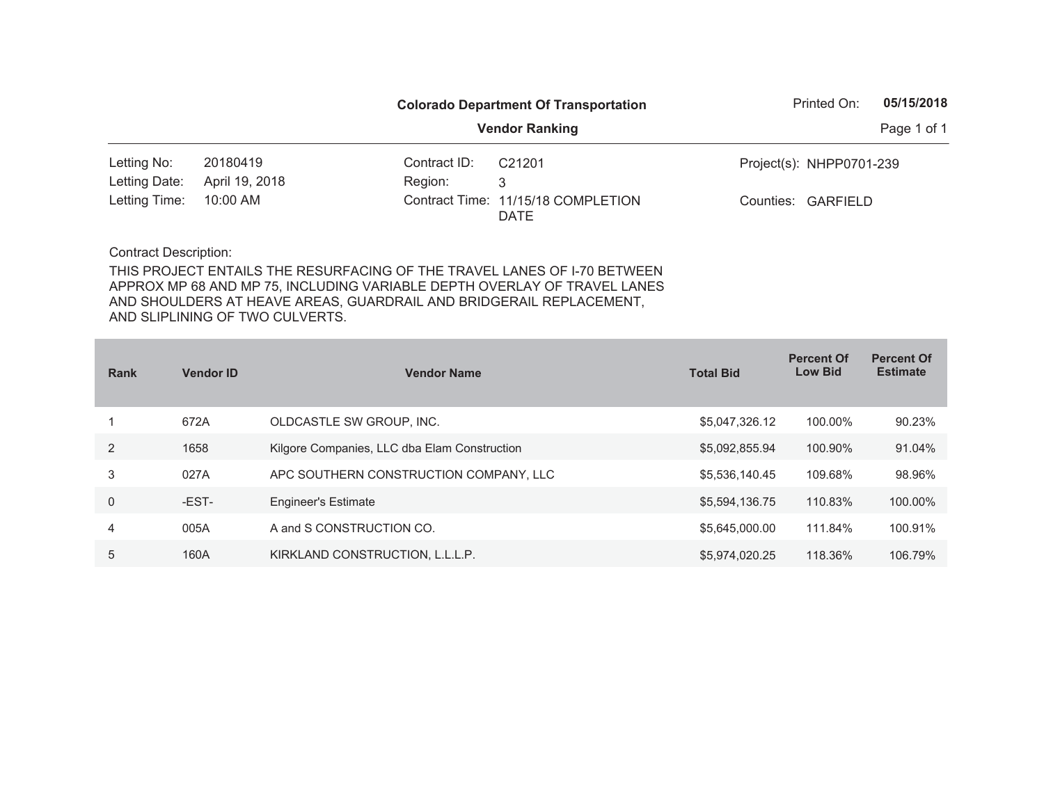**Colorado Department Of Transportation**

**Vendor Ranking**

Printed On: **05/15/2018**

Letting No: 20180419
Letting Date: April 19, 2018
Letting Time: 10:00 AM

Contract ID: C21201
Region: 3
Contract Time: 11/15/18 COMPLETION DATE

Project(s): NHPP0701-239
Counties: GARFIELD

Contract Description:

THIS PROJECT ENTAILS THE RESURFACING OF THE TRAVEL LANES OF I-70 BETWEEN APPROX MP 68 AND MP 75, INCLUDING VARIABLE DEPTH OVERLAY OF TRAVEL LANES AND SHOULDERS AT HEAVE AREAS, GUARDRAIL AND BRIDGERAIL REPLACEMENT, AND SLIPLINING OF TWO CULVERTS.

| Rank | Vendor ID | Vendor Name | Total Bid | Percent Of Low Bid | Percent Of Estimate |
|---|---|---|---|---|---|
| 1 | 672A | OLDCASTLE SW GROUP, INC. | $5,047,326.12 | 100.00% | 90.23% |
| 2 | 1658 | Kilgore Companies, LLC dba Elam Construction | $5,092,855.94 | 100.90% | 91.04% |
| 3 | 027A | APC SOUTHERN CONSTRUCTION COMPANY, LLC | $5,536,140.45 | 109.68% | 98.96% |
| 0 | -EST- | Engineer's Estimate | $5,594,136.75 | 110.83% | 100.00% |
| 4 | 005A | A and S CONSTRUCTION CO. | $5,645,000.00 | 111.84% | 100.91% |
| 5 | 160A | KIRKLAND CONSTRUCTION, L.L.L.P. | $5,974,020.25 | 118.36% | 106.79% |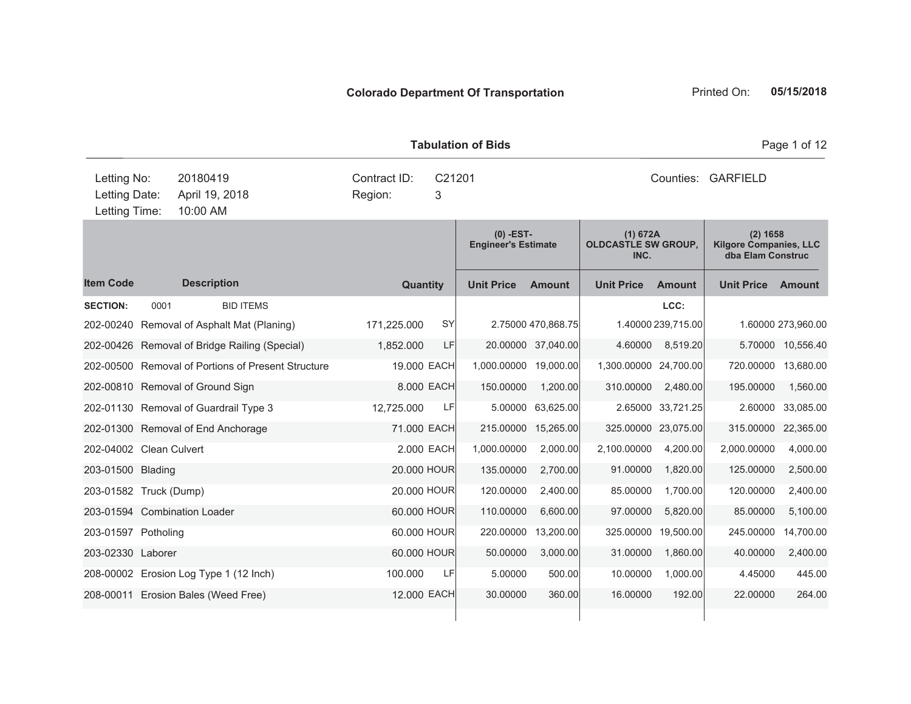**Colorado Department Of Transportation**

Printed On: **05/15/2018**

**Tabulation of Bids**

| | | | | | |
|---|---|---|---|---|---|
| Letting No: | 20180419 | Contract ID: | C21201 | Counties: | GARFIELD |
| Letting Date: | April 19, 2018 | Region: | 3 | | |
| Letting Time: | 10:00 AM | | | | |

| | | | | (0) -EST- Engineer's Estimate | | (1) 672A OLDCASTLE SW GROUP, INC. | | (2) 1658 Kilgore Companies, LLC dba Elam Construc | |
|---|---|---|---|---|---|---|---|---|---|
| **Item Code** | **Description** | **Quantity** | | **Unit Price** | **Amount** | **Unit Price** | **Amount** | **Unit Price** | **Amount** |
| **SECTION:** 0001 | BID ITEMS | | | | | | **LCC:** | | |
| 202-00240 | Removal of Asphalt Mat (Planing) | 171,225.000 | SY | 2.75000 | 470,868.75 | 1.40000 | 239,715.00 | 1.60000 | 273,960.00 |
| 202-00426 | Removal of Bridge Railing (Special) | 1,852.000 | LF | 20.00000 | 37,040.00 | 4.60000 | 8,519.20 | 5.70000 | 10,556.40 |
| 202-00500 | Removal of Portions of Present Structure | 19.000 | EACH | 1,000.00000 | 19,000.00 | 1,300.00000 | 24,700.00 | 720.00000 | 13,680.00 |
| 202-00810 | Removal of Ground Sign | 8.000 | EACH | 150.00000 | 1,200.00 | 310.00000 | 2,480.00 | 195.00000 | 1,560.00 |
| 202-01130 | Removal of Guardrail Type 3 | 12,725.000 | LF | 5.00000 | 63,625.00 | 2.65000 | 33,721.25 | 2.60000 | 33,085.00 |
| 202-01300 | Removal of End Anchorage | 71.000 | EACH | 215.00000 | 15,265.00 | 325.00000 | 23,075.00 | 315.00000 | 22,365.00 |
| 202-04002 | Clean Culvert | 2.000 | EACH | 1,000.00000 | 2,000.00 | 2,100.00000 | 4,200.00 | 2,000.00000 | 4,000.00 |
| 203-01500 | Blading | 20.000 | HOUR | 135.00000 | 2,700.00 | 91.00000 | 1,820.00 | 125.00000 | 2,500.00 |
| 203-01582 | Truck (Dump) | 20.000 | HOUR | 120.00000 | 2,400.00 | 85.00000 | 1,700.00 | 120.00000 | 2,400.00 |
| 203-01594 | Combination Loader | 60.000 | HOUR | 110.00000 | 6,600.00 | 97.00000 | 5,820.00 | 85.00000 | 5,100.00 |
| 203-01597 | Potholing | 60.000 | HOUR | 220.00000 | 13,200.00 | 325.00000 | 19,500.00 | 245.00000 | 14,700.00 |
| 203-02330 | Laborer | 60.000 | HOUR | 50.00000 | 3,000.00 | 31.00000 | 1,860.00 | 40.00000 | 2,400.00 |
| 208-00002 | Erosion Log Type 1 (12 Inch) | 100.000 | LF | 5.00000 | 500.00 | 10.00000 | 1,000.00 | 4.45000 | 445.00 |
| 208-00011 | Erosion Bales (Weed Free) | 12.000 | EACH | 30.00000 | 360.00 | 16.00000 | 192.00 | 22.00000 | 264.00 |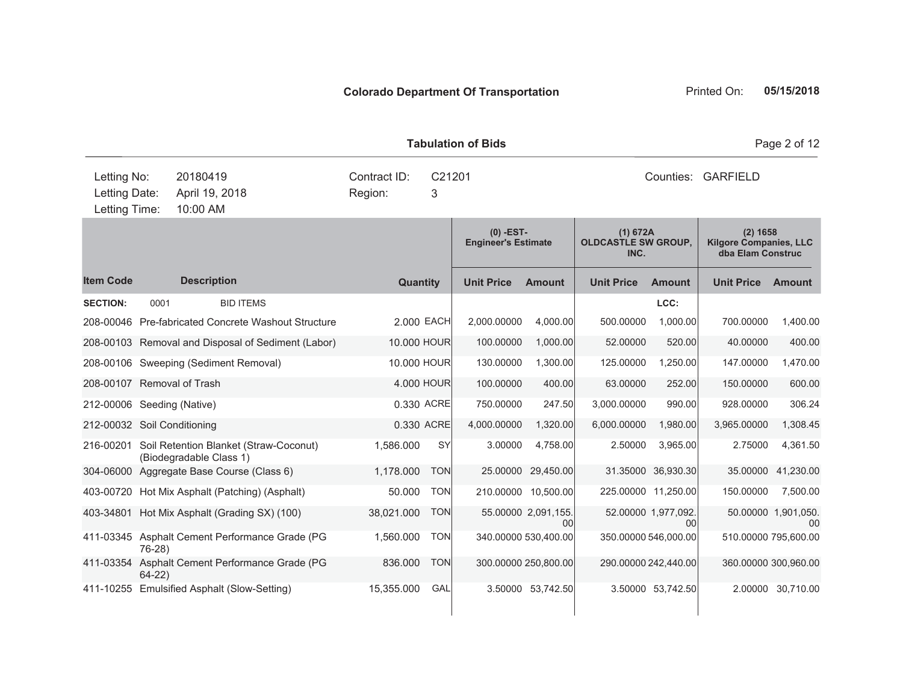**Colorado Department Of Transportation**

Printed On: **05/15/2018**

**Tabulation of Bids**

| | | | | |
|---|---|---|---|---|
| Letting No: | 20180419 | Contract ID: | C21201 | Counties: GARFIELD |
| Letting Date: | April 19, 2018 | Region: | 3 | |
| Letting Time: | 10:00 AM | | | |

| Item Code | Description | Quantity | | (0) -EST- Engineer's Estimate | | (1) 672A OLDCASTLE SW GROUP, INC. | | (2) 1658 Kilgore Companies, LLC dba Elam Construc | |
|---|---|---|---|---|---|---|---|---|---|
| | | | | Unit Price | Amount | Unit Price | Amount | Unit Price | Amount |
| **SECTION:** | 0001 BID ITEMS | | | | | | LCC: | | |
| 208-00046 | Pre-fabricated Concrete Washout Structure | 2.000 | EACH | 2,000.00000 | 4,000.00 | 500.00000 | 1,000.00 | 700.00000 | 1,400.00 |
| 208-00103 | Removal and Disposal of Sediment (Labor) | 10.000 | HOUR | 100.00000 | 1,000.00 | 52.00000 | 520.00 | 40.00000 | 400.00 |
| 208-00106 | Sweeping (Sediment Removal) | 10.000 | HOUR | 130.00000 | 1,300.00 | 125.00000 | 1,250.00 | 147.00000 | 1,470.00 |
| 208-00107 | Removal of Trash | 4.000 | HOUR | 100.00000 | 400.00 | 63.00000 | 252.00 | 150.00000 | 600.00 |
| 212-00006 | Seeding (Native) | 0.330 | ACRE | 750.00000 | 247.50 | 3,000.00000 | 990.00 | 928.00000 | 306.24 |
| 212-00032 | Soil Conditioning | 0.330 | ACRE | 4,000.00000 | 1,320.00 | 6,000.00000 | 1,980.00 | 3,965.00000 | 1,308.45 |
| 216-00201 | Soil Retention Blanket (Straw-Coconut) (Biodegradable Class 1) | 1,586.000 | SY | 3.00000 | 4,758.00 | 2.50000 | 3,965.00 | 2.75000 | 4,361.50 |
| 304-06000 | Aggregate Base Course (Class 6) | 1,178.000 | TON | 25.00000 | 29,450.00 | 31.35000 | 36,930.30 | 35.00000 | 41,230.00 |
| 403-00720 | Hot Mix Asphalt (Patching) (Asphalt) | 50.000 | TON | 210.00000 | 10,500.00 | 225.00000 | 11,250.00 | 150.00000 | 7,500.00 |
| 403-34801 | Hot Mix Asphalt (Grading SX) (100) | 38,021.000 | TON | 55.00000 | 2,091,155.00 | 52.00000 | 1,977,092.00 | 50.00000 | 1,901,050.00 |
| 411-03345 | Asphalt Cement Performance Grade (PG 76-28) | 1,560.000 | TON | 340.00000 | 530,400.00 | 350.00000 | 546,000.00 | 510.00000 | 795,600.00 |
| 411-03354 | Asphalt Cement Performance Grade (PG 64-22) | 836.000 | TON | 300.00000 | 250,800.00 | 290.00000 | 242,440.00 | 360.00000 | 300,960.00 |
| 411-10255 | Emulsified Asphalt (Slow-Setting) | 15,355.000 | GAL | 3.50000 | 53,742.50 | 3.50000 | 53,742.50 | 2.00000 | 30,710.00 |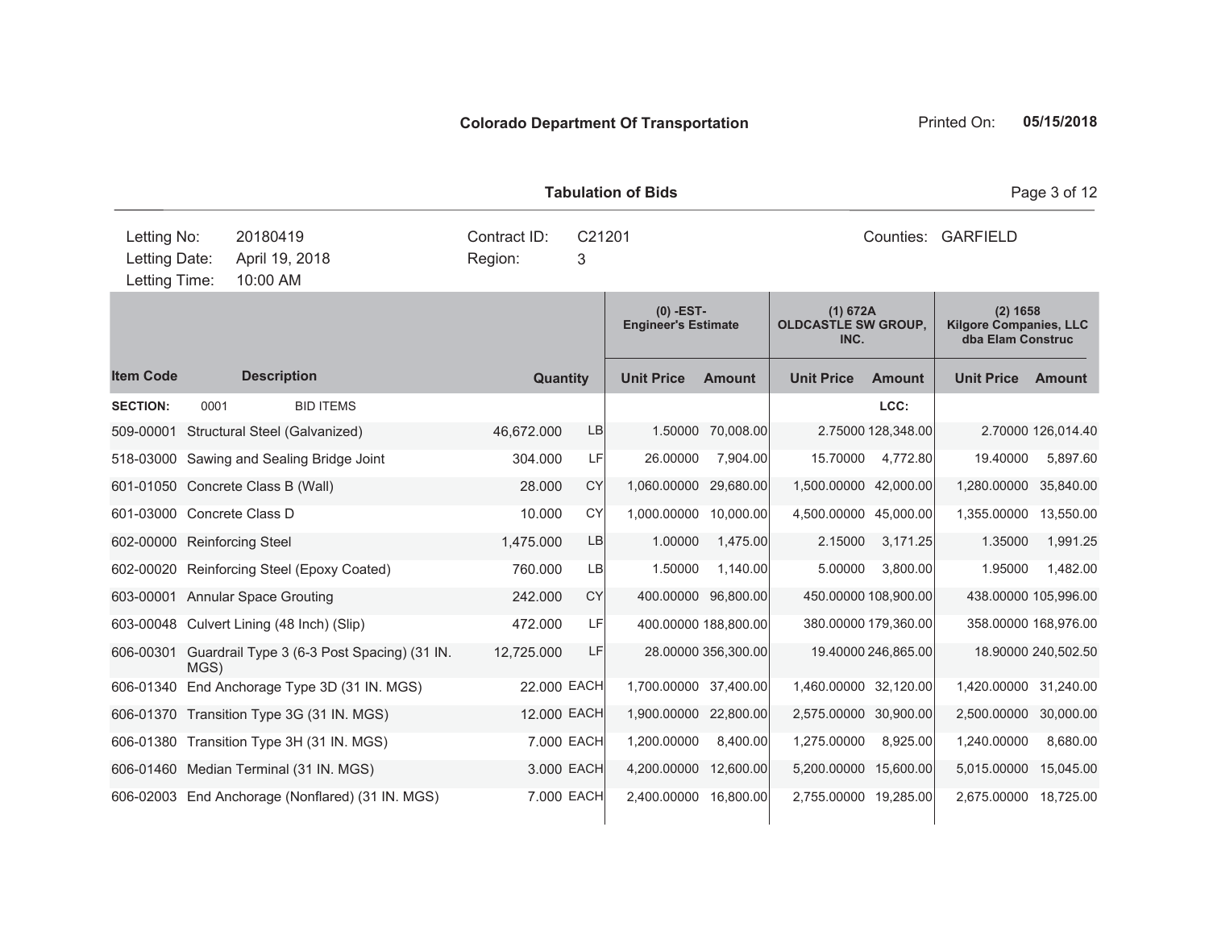**Colorado Department Of Transportation**

Printed On: **05/15/2018**

**Tabulation of Bids**

| Letting No: | 20180419 | Contract ID: | C21201 | Counties: | GARFIELD |
|---|---|---|---|---|---|
| Letting Date: | April 19, 2018 | Region: | 3 | | |
| Letting Time: | 10:00 AM | | | | |

| Item Code | Description | Quantity | | (0) -EST- Engineer's Estimate | | (1) 672A OLDCASTLE SW GROUP, INC. | | (2) 1658 Kilgore Companies, LLC dba Elam Construc | |
|---|---|---|---|---|---|---|---|---|---|
| | | | | Unit Price | Amount | Unit Price | Amount | Unit Price | Amount |
| **SECTION:** | 0001 BID ITEMS | | | | | | LCC: | | |
| 509-00001 | Structural Steel (Galvanized) | 46,672.000 | LB | 1.50000 | 70,008.00 | 2.75000 | 128,348.00 | 2.70000 | 126,014.40 |
| 518-03000 | Sawing and Sealing Bridge Joint | 304.000 | LF | 26.00000 | 7,904.00 | 15.70000 | 4,772.80 | 19.40000 | 5,897.60 |
| 601-01050 | Concrete Class B (Wall) | 28.000 | CY | 1,060.00000 | 29,680.00 | 1,500.00000 | 42,000.00 | 1,280.00000 | 35,840.00 |
| 601-03000 | Concrete Class D | 10.000 | CY | 1,000.00000 | 10,000.00 | 4,500.00000 | 45,000.00 | 1,355.00000 | 13,550.00 |
| 602-00000 | Reinforcing Steel | 1,475.000 | LB | 1.00000 | 1,475.00 | 2.15000 | 3,171.25 | 1.35000 | 1,991.25 |
| 602-00020 | Reinforcing Steel (Epoxy Coated) | 760.000 | LB | 1.50000 | 1,140.00 | 5.00000 | 3,800.00 | 1.95000 | 1,482.00 |
| 603-00001 | Annular Space Grouting | 242.000 | CY | 400.00000 | 96,800.00 | 450.00000 | 108,900.00 | 438.00000 | 105,996.00 |
| 603-00048 | Culvert Lining (48 Inch) (Slip) | 472.000 | LF | 400.00000 | 188,800.00 | 380.00000 | 179,360.00 | 358.00000 | 168,976.00 |
| 606-00301 | Guardrail Type 3 (6-3 Post Spacing) (31 IN. MGS) | 12,725.000 | LF | 28.00000 | 356,300.00 | 19.40000 | 246,865.00 | 18.90000 | 240,502.50 |
| 606-01340 | End Anchorage Type 3D (31 IN. MGS) | 22.000 | EACH | 1,700.00000 | 37,400.00 | 1,460.00000 | 32,120.00 | 1,420.00000 | 31,240.00 |
| 606-01370 | Transition Type 3G (31 IN. MGS) | 12.000 | EACH | 1,900.00000 | 22,800.00 | 2,575.00000 | 30,900.00 | 2,500.00000 | 30,000.00 |
| 606-01380 | Transition Type 3H (31 IN. MGS) | 7.000 | EACH | 1,200.00000 | 8,400.00 | 1,275.00000 | 8,925.00 | 1,240.00000 | 8,680.00 |
| 606-01460 | Median Terminal (31 IN. MGS) | 3.000 | EACH | 4,200.00000 | 12,600.00 | 5,200.00000 | 15,600.00 | 5,015.00000 | 15,045.00 |
| 606-02003 | End Anchorage (Nonflared) (31 IN. MGS) | 7.000 | EACH | 2,400.00000 | 16,800.00 | 2,755.00000 | 19,285.00 | 2,675.00000 | 18,725.00 |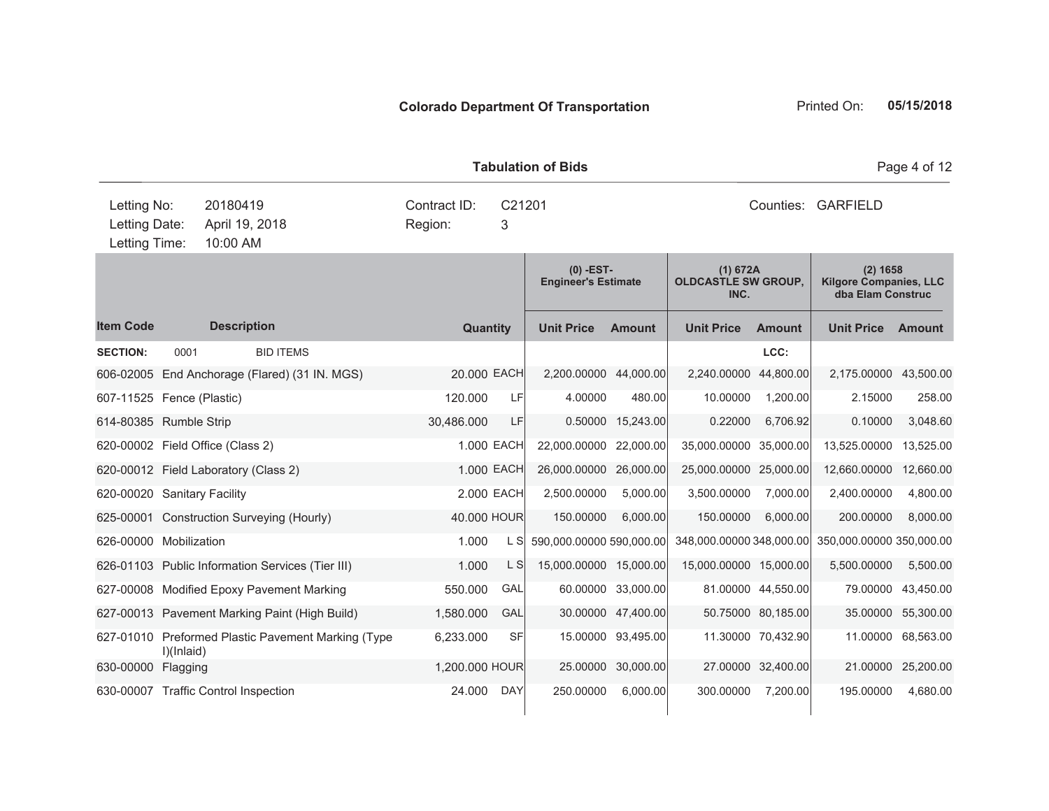**Colorado Department Of Transportation**

Printed On: **05/15/2018**

**Tabulation of Bids**

| | | | | | |
|---|---|---|---|---|---|
| Letting No: | 20180419 | Contract ID: | C21201 | Counties: | GARFIELD |
| Letting Date: | April 19, 2018 | Region: | 3 | | |
| Letting Time: | 10:00 AM | | | | |

| Item Code | Description | Quantity | | (0) -EST- Engineer's Estimate | | (1) 672A OLDCASTLE SW GROUP, INC. | | (2) 1658 Kilgore Companies, LLC dba Elam Construc | |
|---|---|---|---|---|---|---|---|---|---|
| | | | | Unit Price | Amount | Unit Price | Amount | Unit Price | Amount |
| **SECTION:** | 0001 BID ITEMS | | | | | | LCC: | | |
| 606-02005 | End Anchorage (Flared) (31 IN. MGS) | 20.000 | EACH | 2,200.00000 | 44,000.00 | 2,240.00000 | 44,800.00 | 2,175.00000 | 43,500.00 |
| 607-11525 | Fence (Plastic) | 120.000 | LF | 4.00000 | 480.00 | 10.00000 | 1,200.00 | 2.15000 | 258.00 |
| 614-80385 | Rumble Strip | 30,486.000 | LF | 0.50000 | 15,243.00 | 0.22000 | 6,706.92 | 0.10000 | 3,048.60 |
| 620-00002 | Field Office (Class 2) | 1.000 | EACH | 22,000.00000 | 22,000.00 | 35,000.00000 | 35,000.00 | 13,525.00000 | 13,525.00 |
| 620-00012 | Field Laboratory (Class 2) | 1.000 | EACH | 26,000.00000 | 26,000.00 | 25,000.00000 | 25,000.00 | 12,660.00000 | 12,660.00 |
| 620-00020 | Sanitary Facility | 2.000 | EACH | 2,500.00000 | 5,000.00 | 3,500.00000 | 7,000.00 | 2,400.00000 | 4,800.00 |
| 625-00001 | Construction Surveying (Hourly) | 40.000 | HOUR | 150.00000 | 6,000.00 | 150.00000 | 6,000.00 | 200.00000 | 8,000.00 |
| 626-00000 | Mobilization | 1.000 | L S | 590,000.00000 | 590,000.00 | 348,000.00000 | 348,000.00 | 350,000.00000 | 350,000.00 |
| 626-01103 | Public Information Services (Tier III) | 1.000 | L S | 15,000.00000 | 15,000.00 | 15,000.00000 | 15,000.00 | 5,500.00000 | 5,500.00 |
| 627-00008 | Modified Epoxy Pavement Marking | 550.000 | GAL | 60.00000 | 33,000.00 | 81.00000 | 44,550.00 | 79.00000 | 43,450.00 |
| 627-00013 | Pavement Marking Paint (High Build) | 1,580.000 | GAL | 30.00000 | 47,400.00 | 50.75000 | 80,185.00 | 35.00000 | 55,300.00 |
| 627-01010 | Preformed Plastic Pavement Marking (Type I)(Inlaid) | 6,233.000 | SF | 15.00000 | 93,495.00 | 11.30000 | 70,432.90 | 11.00000 | 68,563.00 |
| 630-00000 | Flagging | 1,200.000 | HOUR | 25.00000 | 30,000.00 | 27.00000 | 32,400.00 | 21.00000 | 25,200.00 |
| 630-00007 | Traffic Control Inspection | 24.000 | DAY | 250.00000 | 6,000.00 | 300.00000 | 7,200.00 | 195.00000 | 4,680.00 |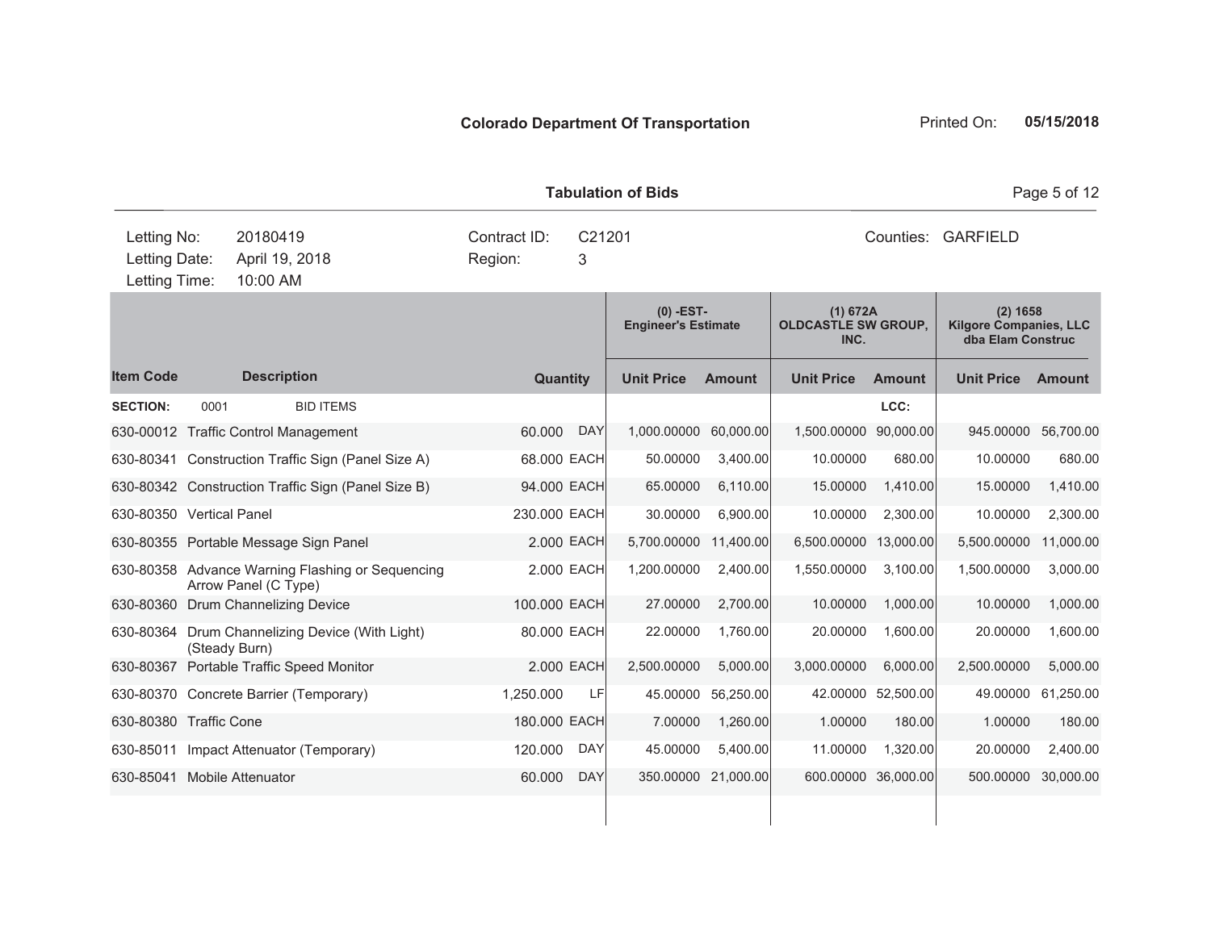**Colorado Department Of Transportation**

Printed On: **05/15/2018**

**Tabulation of Bids**

| | | | | | |
|---|---|---|---|---|---|
| Letting No: | 20180419 | Contract ID: | C21201 | Counties: | GARFIELD |
| Letting Date: | April 19, 2018 | Region: | 3 | | |
| Letting Time: | 10:00 AM | | | | |

| | | | | (0) -EST- Engineer's Estimate | | (1) 672A OLDCASTLE SW GROUP, INC. | | (2) 1658 Kilgore Companies, LLC dba Elam Construc | |
|---|---|---|---|---|---|---|---|---|---|
| **Item Code** | **Description** | **Quantity** | | **Unit Price** | **Amount** | **Unit Price** | **Amount** | **Unit Price** | **Amount** |
| **SECTION:** | 0001 BID ITEMS | | | | | | LCC: | | |
| 630-00012 | Traffic Control Management | 60.000 | DAY | 1,000.00000 | 60,000.00 | 1,500.00000 | 90,000.00 | 945.00000 | 56,700.00 |
| 630-80341 | Construction Traffic Sign (Panel Size A) | 68.000 | EACH | 50.00000 | 3,400.00 | 10.00000 | 680.00 | 10.00000 | 680.00 |
| 630-80342 | Construction Traffic Sign (Panel Size B) | 94.000 | EACH | 65.00000 | 6,110.00 | 15.00000 | 1,410.00 | 15.00000 | 1,410.00 |
| 630-80350 | Vertical Panel | 230.000 | EACH | 30.00000 | 6,900.00 | 10.00000 | 2,300.00 | 10.00000 | 2,300.00 |
| 630-80355 | Portable Message Sign Panel | 2.000 | EACH | 5,700.00000 | 11,400.00 | 6,500.00000 | 13,000.00 | 5,500.00000 | 11,000.00 |
| 630-80358 | Advance Warning Flashing or Sequencing Arrow Panel (C Type) | 2.000 | EACH | 1,200.00000 | 2,400.00 | 1,550.00000 | 3,100.00 | 1,500.00000 | 3,000.00 |
| 630-80360 | Drum Channelizing Device | 100.000 | EACH | 27.00000 | 2,700.00 | 10.00000 | 1,000.00 | 10.00000 | 1,000.00 |
| 630-80364 | Drum Channelizing Device (With Light) (Steady Burn) | 80.000 | EACH | 22.00000 | 1,760.00 | 20.00000 | 1,600.00 | 20.00000 | 1,600.00 |
| 630-80367 | Portable Traffic Speed Monitor | 2.000 | EACH | 2,500.00000 | 5,000.00 | 3,000.00000 | 6,000.00 | 2,500.00000 | 5,000.00 |
| 630-80370 | Concrete Barrier (Temporary) | 1,250.000 | LF | 45.00000 | 56,250.00 | 42.00000 | 52,500.00 | 49.00000 | 61,250.00 |
| 630-80380 | Traffic Cone | 180.000 | EACH | 7.00000 | 1,260.00 | 1.00000 | 180.00 | 1.00000 | 180.00 |
| 630-85011 | Impact Attenuator (Temporary) | 120.000 | DAY | 45.00000 | 5,400.00 | 11.00000 | 1,320.00 | 20.00000 | 2,400.00 |
| 630-85041 | Mobile Attenuator | 60.000 | DAY | 350.00000 | 21,000.00 | 600.00000 | 36,000.00 | 500.00000 | 30,000.00 |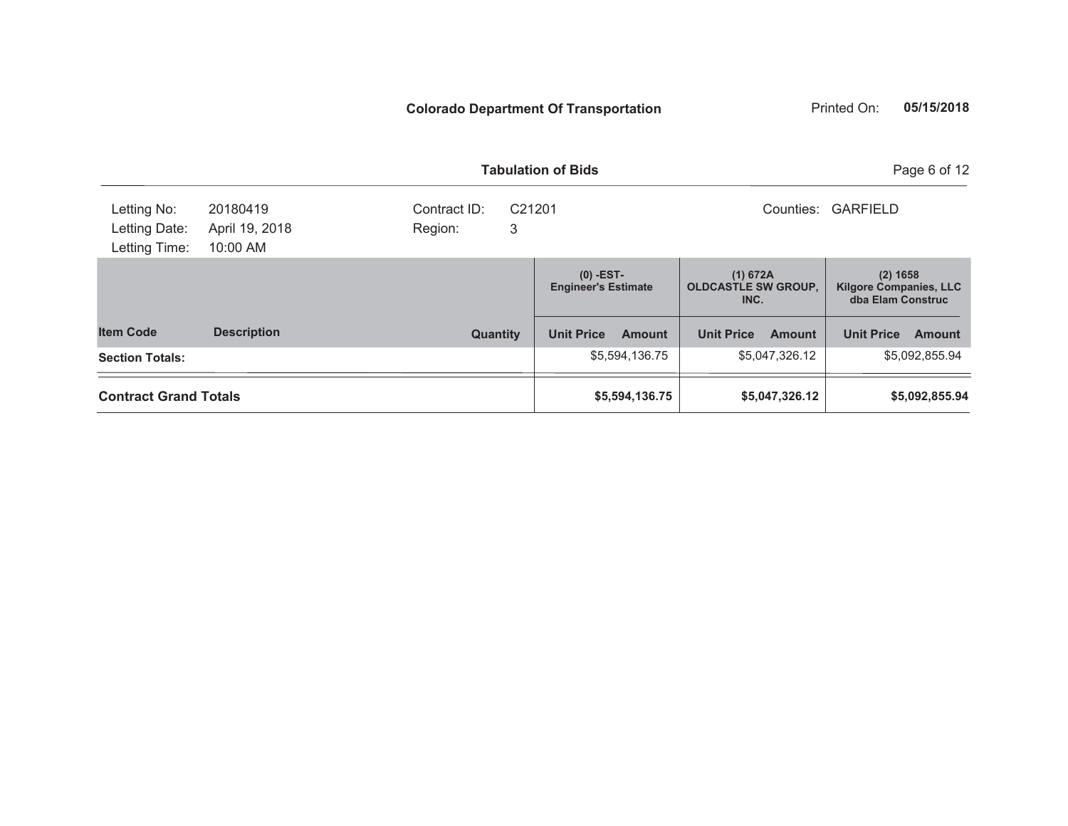**Colorado Department Of Transportation**

Printed On: **05/15/2018**

**Tabulation of Bids**

| | | | | |
|---|---|---|---|---|
| Letting No: | 20180419 | Contract ID: | C21201 | Counties: GARFIELD |
| Letting Date: | April 19, 2018 | Region: | 3 | |
| Letting Time: | 10:00 AM | | | |

| | | | (0) -EST- Engineer's Estimate | | (1) 672A OLDCASTLE SW GROUP, INC. | | (2) 1658 Kilgore Companies, LLC dba Elam Construc | |
|---|---|---|---|---|---|---|---|---|
| **Item Code** | **Description** | **Quantity** | **Unit Price** | **Amount** | **Unit Price** | **Amount** | **Unit Price** | **Amount** |
| **Section Totals:** | | | | $5,594,136.75 | | $5,047,326.12 | | $5,092,855.94 |
| **Contract Grand Totals** | | | | **$5,594,136.75** | | **$5,047,326.12** | | **$5,092,855.94** |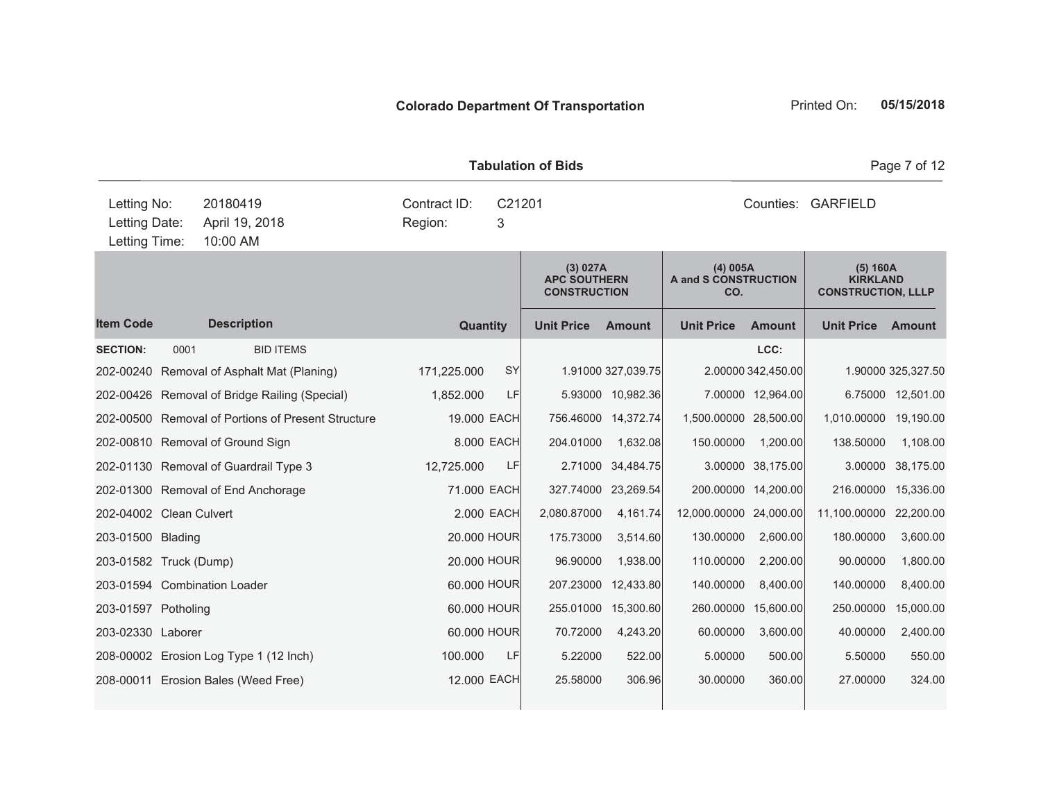**Colorado Department Of Transportation**

Printed On: **05/15/2018**

**Tabulation of Bids**

| | | | |
|---|---|---|---|
| Letting No: | 20180419 | Contract ID: | C21201 |
| Letting Date: | April 19, 2018 | Region: | 3 |
| Letting Time: | 10:00 AM | | |

Counties: GARFIELD

| | | | | (3) 027A APC SOUTHERN CONSTRUCTION | | (4) 005A A and S CONSTRUCTION CO. | | (5) 160A KIRKLAND CONSTRUCTION, LLLP | |
|---|---|---|---|---|---|---|---|---|---|
| **Item Code** | **Description** | **Quantity** | | **Unit Price** | **Amount** | **Unit Price** | **Amount** | **Unit Price** | **Amount** |
| **SECTION:** | 0001 BID ITEMS | | | | | | **LCC:** | | |
| 202-00240 | Removal of Asphalt Mat (Planing) | 171,225.000 | SY | 1.91000 | 327,039.75 | 2.00000 | 342,450.00 | 1.90000 | 325,327.50 |
| 202-00426 | Removal of Bridge Railing (Special) | 1,852.000 | LF | 5.93000 | 10,982.36 | 7.00000 | 12,964.00 | 6.75000 | 12,501.00 |
| 202-00500 | Removal of Portions of Present Structure | 19.000 | EACH | 756.46000 | 14,372.74 | 1,500.00000 | 28,500.00 | 1,010.00000 | 19,190.00 |
| 202-00810 | Removal of Ground Sign | 8.000 | EACH | 204.01000 | 1,632.08 | 150.00000 | 1,200.00 | 138.50000 | 1,108.00 |
| 202-01130 | Removal of Guardrail Type 3 | 12,725.000 | LF | 2.71000 | 34,484.75 | 3.00000 | 38,175.00 | 3.00000 | 38,175.00 |
| 202-01300 | Removal of End Anchorage | 71.000 | EACH | 327.74000 | 23,269.54 | 200.00000 | 14,200.00 | 216.00000 | 15,336.00 |
| 202-04002 | Clean Culvert | 2.000 | EACH | 2,080.87000 | 4,161.74 | 12,000.00000 | 24,000.00 | 11,100.00000 | 22,200.00 |
| 203-01500 | Blading | 20.000 | HOUR | 175.73000 | 3,514.60 | 130.00000 | 2,600.00 | 180.00000 | 3,600.00 |
| 203-01582 | Truck (Dump) | 20.000 | HOUR | 96.90000 | 1,938.00 | 110.00000 | 2,200.00 | 90.00000 | 1,800.00 |
| 203-01594 | Combination Loader | 60.000 | HOUR | 207.23000 | 12,433.80 | 140.00000 | 8,400.00 | 140.00000 | 8,400.00 |
| 203-01597 | Potholing | 60.000 | HOUR | 255.01000 | 15,300.60 | 260.00000 | 15,600.00 | 250.00000 | 15,000.00 |
| 203-02330 | Laborer | 60.000 | HOUR | 70.72000 | 4,243.20 | 60.00000 | 3,600.00 | 40.00000 | 2,400.00 |
| 208-00002 | Erosion Log Type 1 (12 Inch) | 100.000 | LF | 5.22000 | 522.00 | 5.00000 | 500.00 | 5.50000 | 550.00 |
| 208-00011 | Erosion Bales (Weed Free) | 12.000 | EACH | 25.58000 | 306.96 | 30.00000 | 360.00 | 27.00000 | 324.00 |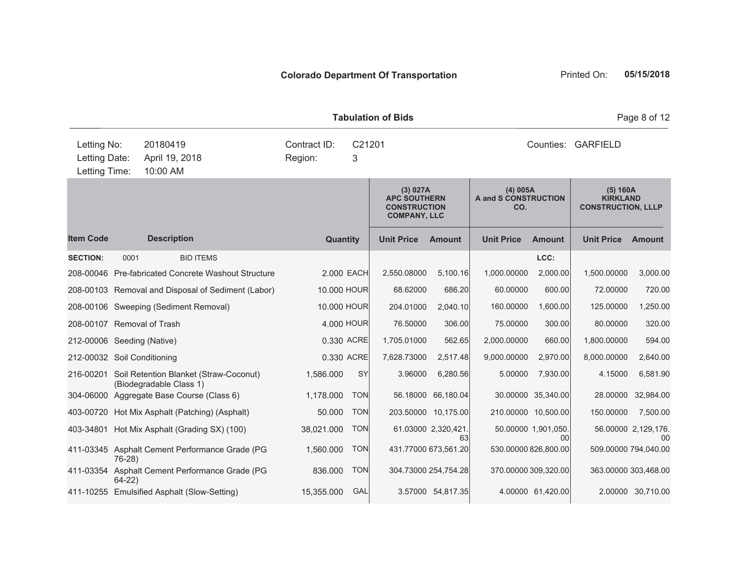**Colorado Department Of Transportation**

Printed On: **05/15/2018**

**Tabulation of Bids**

| | | | |
|---|---|---|---|
| Letting No: | 20180419 | Contract ID: | C21201 |
| Letting Date: | April 19, 2018 | Region: | 3 |
| Letting Time: | 10:00 AM | Counties: | GARFIELD |

| Item Code | Description | Quantity | | (3) 027A APC SOUTHERN CONSTRUCTION COMPANY, LLC | | (4) 005A A and S CONSTRUCTION CO. | | (5) 160A KIRKLAND CONSTRUCTION, LLLP | |
|---|---|---|---|---|---|---|---|---|---|
| | | | | Unit Price | Amount | Unit Price | Amount | Unit Price | Amount |
| **SECTION:** | 0001 BID ITEMS | | | | | | LCC: | | |
| 208-00046 | Pre-fabricated Concrete Washout Structure | 2.000 | EACH | 2,550.08000 | 5,100.16 | 1,000.00000 | 2,000.00 | 1,500.00000 | 3,000.00 |
| 208-00103 | Removal and Disposal of Sediment (Labor) | 10.000 | HOUR | 68.62000 | 686.20 | 60.00000 | 600.00 | 72.00000 | 720.00 |
| 208-00106 | Sweeping (Sediment Removal) | 10.000 | HOUR | 204.01000 | 2,040.10 | 160.00000 | 1,600.00 | 125.00000 | 1,250.00 |
| 208-00107 | Removal of Trash | 4.000 | HOUR | 76.50000 | 306.00 | 75.00000 | 300.00 | 80.00000 | 320.00 |
| 212-00006 | Seeding (Native) | 0.330 | ACRE | 1,705.01000 | 562.65 | 2,000.00000 | 660.00 | 1,800.00000 | 594.00 |
| 212-00032 | Soil Conditioning | 0.330 | ACRE | 7,628.73000 | 2,517.48 | 9,000.00000 | 2,970.00 | 8,000.00000 | 2,640.00 |
| 216-00201 | Soil Retention Blanket (Straw-Coconut) (Biodegradable Class 1) | 1,586.000 | SY | 3.96000 | 6,280.56 | 5.00000 | 7,930.00 | 4.15000 | 6,581.90 |
| 304-06000 | Aggregate Base Course (Class 6) | 1,178.000 | TON | 56.18000 | 66,180.04 | 30.00000 | 35,340.00 | 28.00000 | 32,984.00 |
| 403-00720 | Hot Mix Asphalt (Patching) (Asphalt) | 50.000 | TON | 203.50000 | 10,175.00 | 210.00000 | 10,500.00 | 150.00000 | 7,500.00 |
| 403-34801 | Hot Mix Asphalt (Grading SX) (100) | 38,021.000 | TON | 61.03000 | 2,320,421.63 | 50.00000 | 1,901,050.00 | 56.00000 | 2,129,176.00 |
| 411-03345 | Asphalt Cement Performance Grade (PG 76-28) | 1,560.000 | TON | 431.77000 | 673,561.20 | 530.00000 | 826,800.00 | 509.00000 | 794,040.00 |
| 411-03354 | Asphalt Cement Performance Grade (PG 64-22) | 836.000 | TON | 304.73000 | 254,754.28 | 370.00000 | 309,320.00 | 363.00000 | 303,468.00 |
| 411-10255 | Emulsified Asphalt (Slow-Setting) | 15,355.000 | GAL | 3.57000 | 54,817.35 | 4.00000 | 61,420.00 | 2.00000 | 30,710.00 |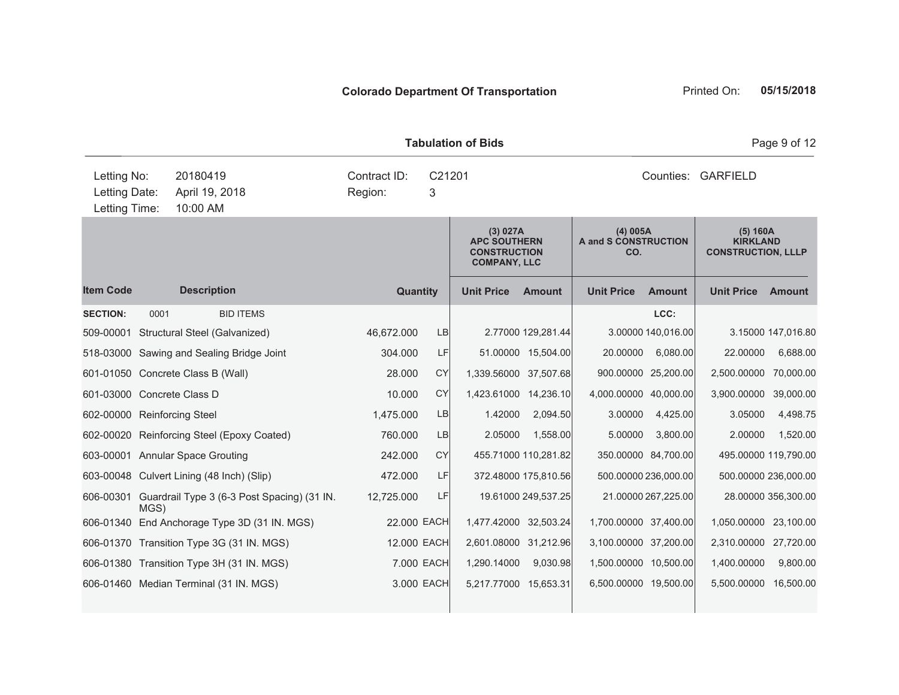**Colorado Department Of Transportation**

Printed On: **05/15/2018**

**Tabulation of Bids**

| Letting No: | 20180419 | Contract ID: | C21201 | Counties: | GARFIELD |
|---|---|---|---|---|---|
| Letting Date: | April 19, 2018 | Region: | 3 | | |
| Letting Time: | 10:00 AM | | | | |

| | | | | (3) 027A APC SOUTHERN CONSTRUCTION COMPANY, LLC | | (4) 005A A and S CONSTRUCTION CO. | | (5) 160A KIRKLAND CONSTRUCTION, LLLP | |
|---|---|---|---|---|---|---|---|---|---|
| **Item Code** | **Description** | **Quantity** | | **Unit Price** | **Amount** | **Unit Price** | **Amount** | **Unit Price** | **Amount** |
| **SECTION:** | 0001 BID ITEMS | | | | | | **LCC:** | | |
| 509-00001 | Structural Steel (Galvanized) | 46,672.000 | LB | 2.77000 | 129,281.44 | 3.00000 | 140,016.00 | 3.15000 | 147,016.80 |
| 518-03000 | Sawing and Sealing Bridge Joint | 304.000 | LF | 51.00000 | 15,504.00 | 20.00000 | 6,080.00 | 22.00000 | 6,688.00 |
| 601-01050 | Concrete Class B (Wall) | 28.000 | CY | 1,339.56000 | 37,507.68 | 900.00000 | 25,200.00 | 2,500.00000 | 70,000.00 |
| 601-03000 | Concrete Class D | 10.000 | CY | 1,423.61000 | 14,236.10 | 4,000.00000 | 40,000.00 | 3,900.00000 | 39,000.00 |
| 602-00000 | Reinforcing Steel | 1,475.000 | LB | 1.42000 | 2,094.50 | 3.00000 | 4,425.00 | 3.05000 | 4,498.75 |
| 602-00020 | Reinforcing Steel (Epoxy Coated) | 760.000 | LB | 2.05000 | 1,558.00 | 5.00000 | 3,800.00 | 2.00000 | 1,520.00 |
| 603-00001 | Annular Space Grouting | 242.000 | CY | 455.71000 | 110,281.82 | 350.00000 | 84,700.00 | 495.00000 | 119,790.00 |
| 603-00048 | Culvert Lining (48 Inch) (Slip) | 472.000 | LF | 372.48000 | 175,810.56 | 500.00000 | 236,000.00 | 500.00000 | 236,000.00 |
| 606-00301 | Guardrail Type 3 (6-3 Post Spacing) (31 IN. MGS) | 12,725.000 | LF | 19.61000 | 249,537.25 | 21.00000 | 267,225.00 | 28.00000 | 356,300.00 |
| 606-01340 | End Anchorage Type 3D (31 IN. MGS) | 22.000 | EACH | 1,477.42000 | 32,503.24 | 1,700.00000 | 37,400.00 | 1,050.00000 | 23,100.00 |
| 606-01370 | Transition Type 3G (31 IN. MGS) | 12.000 | EACH | 2,601.08000 | 31,212.96 | 3,100.00000 | 37,200.00 | 2,310.00000 | 27,720.00 |
| 606-01380 | Transition Type 3H (31 IN. MGS) | 7.000 | EACH | 1,290.14000 | 9,030.98 | 1,500.00000 | 10,500.00 | 1,400.00000 | 9,800.00 |
| 606-01460 | Median Terminal (31 IN. MGS) | 3.000 | EACH | 5,217.77000 | 15,653.31 | 6,500.00000 | 19,500.00 | 5,500.00000 | 16,500.00 |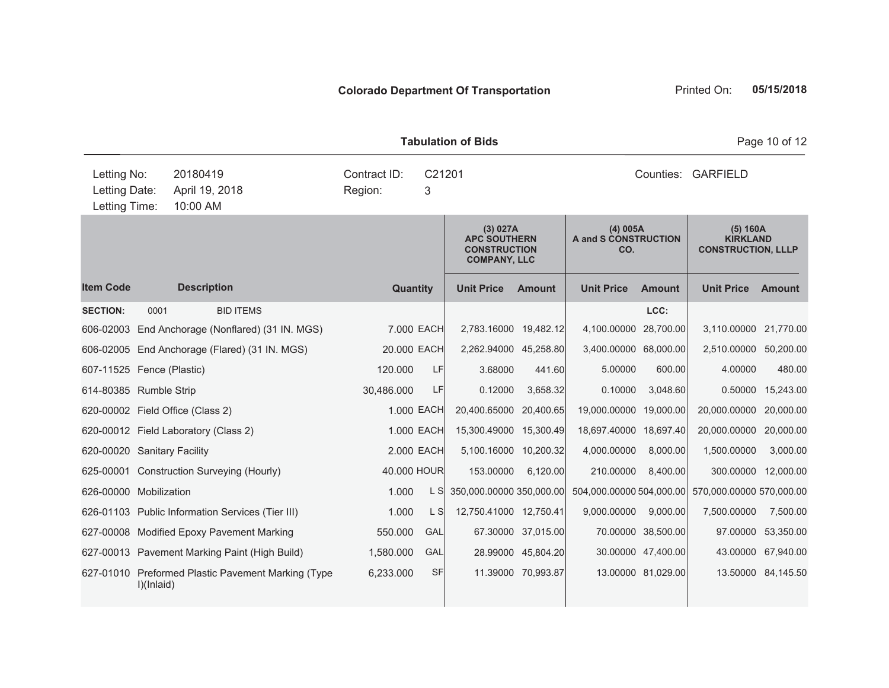**Colorado Department Of Transportation**

Printed On: **05/15/2018**

**Tabulation of Bids**

| | | | | |
|---|---|---|---|---|
| Letting No: | 20180419 | Contract ID: | C21201 | Counties: GARFIELD |
| Letting Date: | April 19, 2018 | Region: | 3 | |
| Letting Time: | 10:00 AM | | | |

| | | | | (3) 027A APC SOUTHERN CONSTRUCTION COMPANY, LLC | | (4) 005A A and S CONSTRUCTION CO. | | (5) 160A KIRKLAND CONSTRUCTION, LLLP | |
|---|---|---|---|---|---|---|---|---|---|
| **Item Code** | **Description** | **Quantity** | | **Unit Price** | **Amount** | **Unit Price** | **Amount** | **Unit Price** | **Amount** |
| **SECTION:** | 0001 BID ITEMS | | | | | | **LCC:** | | |
| 606-02003 | End Anchorage (Nonflared) (31 IN. MGS) | 7.000 | EACH | 2,783.16000 | 19,482.12 | 4,100.00000 | 28,700.00 | 3,110.00000 | 21,770.00 |
| 606-02005 | End Anchorage (Flared) (31 IN. MGS) | 20.000 | EACH | 2,262.94000 | 45,258.80 | 3,400.00000 | 68,000.00 | 2,510.00000 | 50,200.00 |
| 607-11525 | Fence (Plastic) | 120.000 | LF | 3.68000 | 441.60 | 5.00000 | 600.00 | 4.00000 | 480.00 |
| 614-80385 | Rumble Strip | 30,486.000 | LF | 0.12000 | 3,658.32 | 0.10000 | 3,048.60 | 0.50000 | 15,243.00 |
| 620-00002 | Field Office (Class 2) | 1.000 | EACH | 20,400.65000 | 20,400.65 | 19,000.00000 | 19,000.00 | 20,000.00000 | 20,000.00 |
| 620-00012 | Field Laboratory (Class 2) | 1.000 | EACH | 15,300.49000 | 15,300.49 | 18,697.40000 | 18,697.40 | 20,000.00000 | 20,000.00 |
| 620-00020 | Sanitary Facility | 2.000 | EACH | 5,100.16000 | 10,200.32 | 4,000.00000 | 8,000.00 | 1,500.00000 | 3,000.00 |
| 625-00001 | Construction Surveying (Hourly) | 40.000 | HOUR | 153.00000 | 6,120.00 | 210.00000 | 8,400.00 | 300.00000 | 12,000.00 |
| 626-00000 | Mobilization | 1.000 | L S | 350,000.00000 | 350,000.00 | 504,000.00000 | 504,000.00 | 570,000.00000 | 570,000.00 |
| 626-01103 | Public Information Services (Tier III) | 1.000 | L S | 12,750.41000 | 12,750.41 | 9,000.00000 | 9,000.00 | 7,500.00000 | 7,500.00 |
| 627-00008 | Modified Epoxy Pavement Marking | 550.000 | GAL | 67.30000 | 37,015.00 | 70.00000 | 38,500.00 | 97.00000 | 53,350.00 |
| 627-00013 | Pavement Marking Paint (High Build) | 1,580.000 | GAL | 28.99000 | 45,804.20 | 30.00000 | 47,400.00 | 43.00000 | 67,940.00 |
| 627-01010 | Preformed Plastic Pavement Marking (Type I)(Inlaid) | 6,233.000 | SF | 11.39000 | 70,993.87 | 13.00000 | 81,029.00 | 13.50000 | 84,145.50 |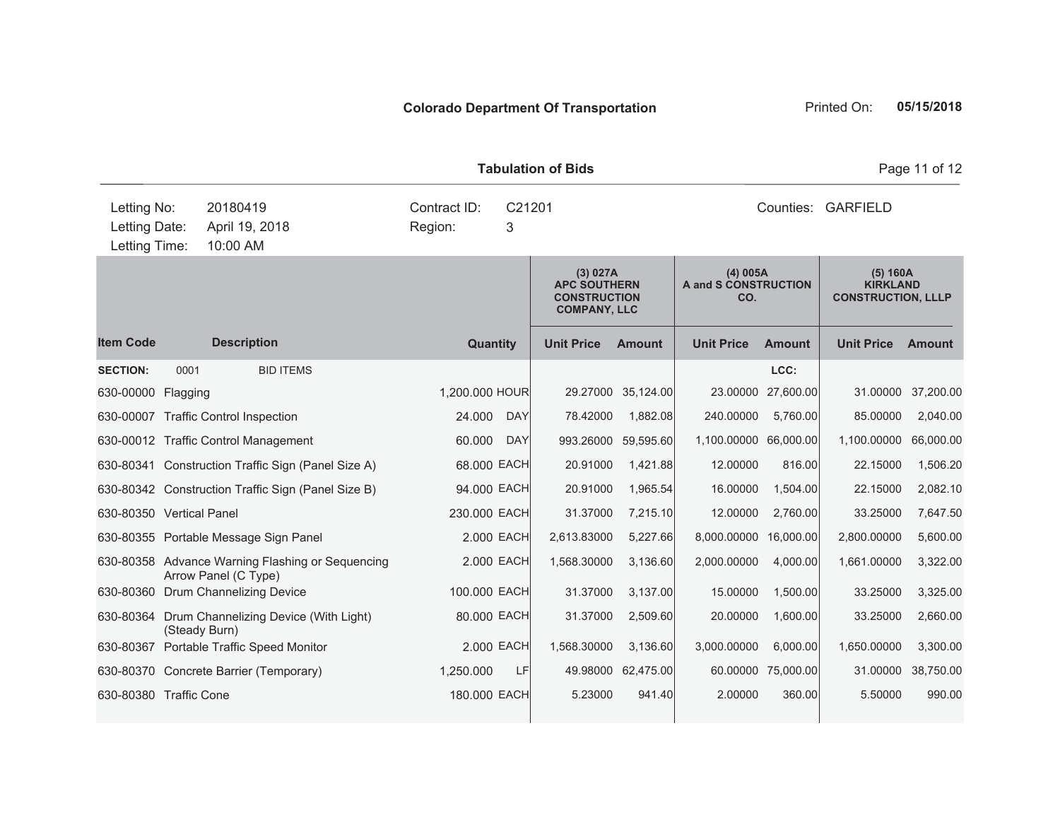**Colorado Department Of Transportation** Printed On: **05/15/2018**

**Tabulation of Bids**

| | | | | |
|---|---|---|---|---|
| Letting No: | 20180419 | Contract ID: | C21201 | Counties: GARFIELD |
| Letting Date: | April 19, 2018 | Region: | 3 | |
| Letting Time: | 10:00 AM | | | |

| | | | | (3) 027A APC SOUTHERN CONSTRUCTION COMPANY, LLC | | (4) 005A A and S CONSTRUCTION CO. | | (5) 160A KIRKLAND CONSTRUCTION, LLLP | |
|---|---|---|---|---|---|---|---|---|---|
| **Item Code** | **Description** | **Quantity** | | **Unit Price** | **Amount** | **Unit Price** | **Amount** | **Unit Price** | **Amount** |
| **SECTION:** | 0001 BID ITEMS | | | | | | LCC: | | |
| 630-00000 | Flagging | 1,200.000 | HOUR | 29.27000 | 35,124.00 | 23.00000 | 27,600.00 | 31.00000 | 37,200.00 |
| 630-00007 | Traffic Control Inspection | 24.000 | DAY | 78.42000 | 1,882.08 | 240.00000 | 5,760.00 | 85.00000 | 2,040.00 |
| 630-00012 | Traffic Control Management | 60.000 | DAY | 993.26000 | 59,595.60 | 1,100.00000 | 66,000.00 | 1,100.00000 | 66,000.00 |
| 630-80341 | Construction Traffic Sign (Panel Size A) | 68.000 | EACH | 20.91000 | 1,421.88 | 12.00000 | 816.00 | 22.15000 | 1,506.20 |
| 630-80342 | Construction Traffic Sign (Panel Size B) | 94.000 | EACH | 20.91000 | 1,965.54 | 16.00000 | 1,504.00 | 22.15000 | 2,082.10 |
| 630-80350 | Vertical Panel | 230.000 | EACH | 31.37000 | 7,215.10 | 12.00000 | 2,760.00 | 33.25000 | 7,647.50 |
| 630-80355 | Portable Message Sign Panel | 2.000 | EACH | 2,613.83000 | 5,227.66 | 8,000.00000 | 16,000.00 | 2,800.00000 | 5,600.00 |
| 630-80358 | Advance Warning Flashing or Sequencing Arrow Panel (C Type) | 2.000 | EACH | 1,568.30000 | 3,136.60 | 2,000.00000 | 4,000.00 | 1,661.00000 | 3,322.00 |
| 630-80360 | Drum Channelizing Device | 100.000 | EACH | 31.37000 | 3,137.00 | 15.00000 | 1,500.00 | 33.25000 | 3,325.00 |
| 630-80364 | Drum Channelizing Device (With Light) (Steady Burn) | 80.000 | EACH | 31.37000 | 2,509.60 | 20.00000 | 1,600.00 | 33.25000 | 2,660.00 |
| 630-80367 | Portable Traffic Speed Monitor | 2.000 | EACH | 1,568.30000 | 3,136.60 | 3,000.00000 | 6,000.00 | 1,650.00000 | 3,300.00 |
| 630-80370 | Concrete Barrier (Temporary) | 1,250.000 | LF | 49.98000 | 62,475.00 | 60.00000 | 75,000.00 | 31.00000 | 38,750.00 |
| 630-80380 | Traffic Cone | 180.000 | EACH | 5.23000 | 941.40 | 2.00000 | 360.00 | 5.50000 | 990.00 |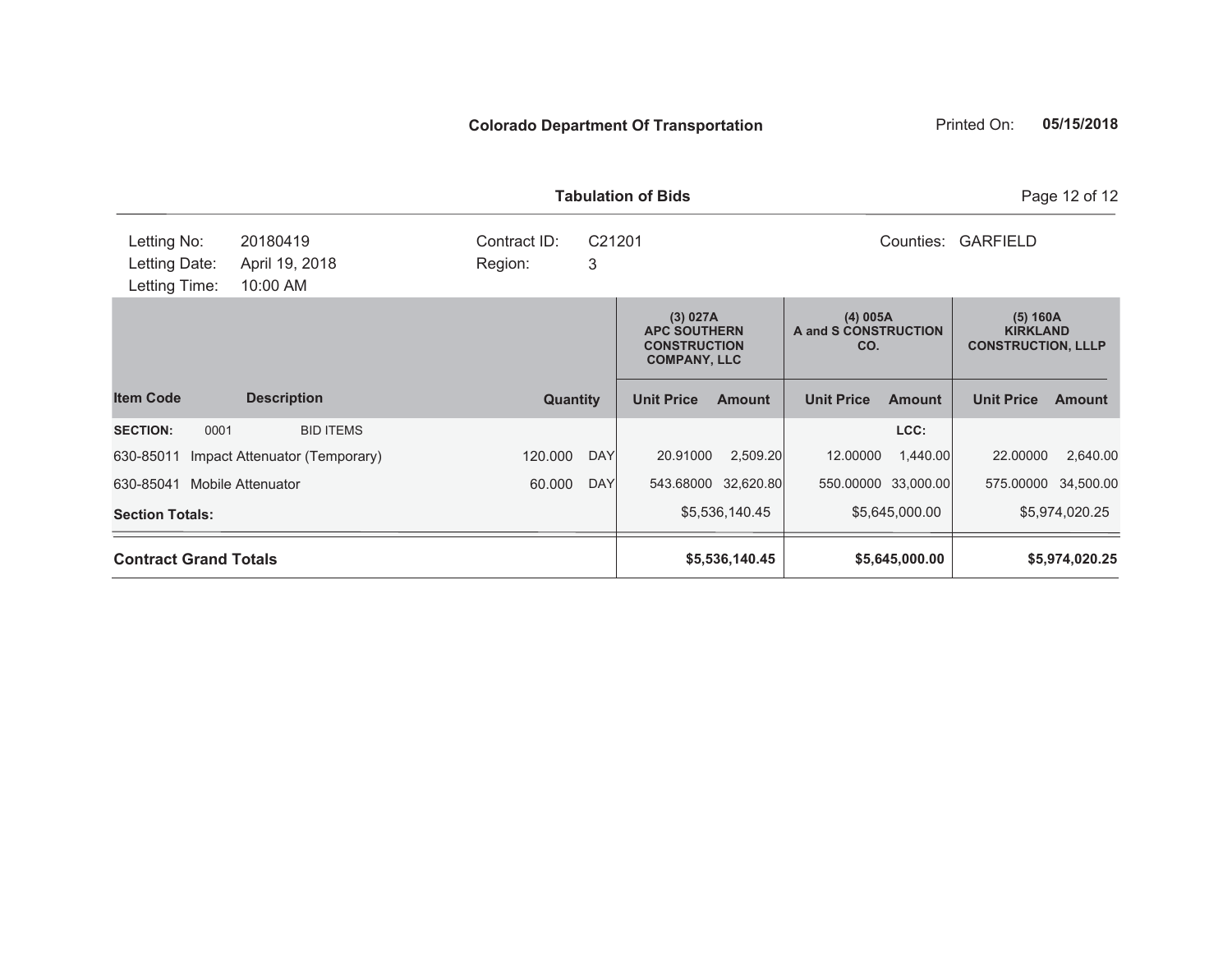**Colorado Department Of Transportation**

Printed On: **05/15/2018**

**Tabulation of Bids**

| Letting No: | 20180419 | Contract ID: | C21201 | Counties: | GARFIELD |
|---|---|---|---|---|---|
| Letting Date: | April 19, 2018 | Region: | 3 | | |
| Letting Time: | 10:00 AM | | | | |

| | | | | (3) 027A APC SOUTHERN CONSTRUCTION COMPANY, LLC | | (4) 005A A and S CONSTRUCTION CO. | | (5) 160A KIRKLAND CONSTRUCTION, LLLP | |
|---|---|---|---|---|---|---|---|---|---|
| **Item Code** | **Description** | **Quantity** | | **Unit Price** | **Amount** | **Unit Price** | **Amount** | **Unit Price** | **Amount** |
| **SECTION:** 0001 | BID ITEMS | | | | | | **LCC:** | | |
| 630-85011 | Impact Attenuator (Temporary) | 120.000 | DAY | 20.91000 | 2,509.20 | 12.00000 | 1,440.00 | 22.00000 | 2,640.00 |
| 630-85041 | Mobile Attenuator | 60.000 | DAY | 543.68000 | 32,620.80 | 550.00000 | 33,000.00 | 575.00000 | 34,500.00 |
| **Section Totals:** | | | | | $5,536,140.45 | | $5,645,000.00 | | $5,974,020.25 |
| **Contract Grand Totals** | | | | | **$5,536,140.45** | | **$5,645,000.00** | | **$5,974,020.25** |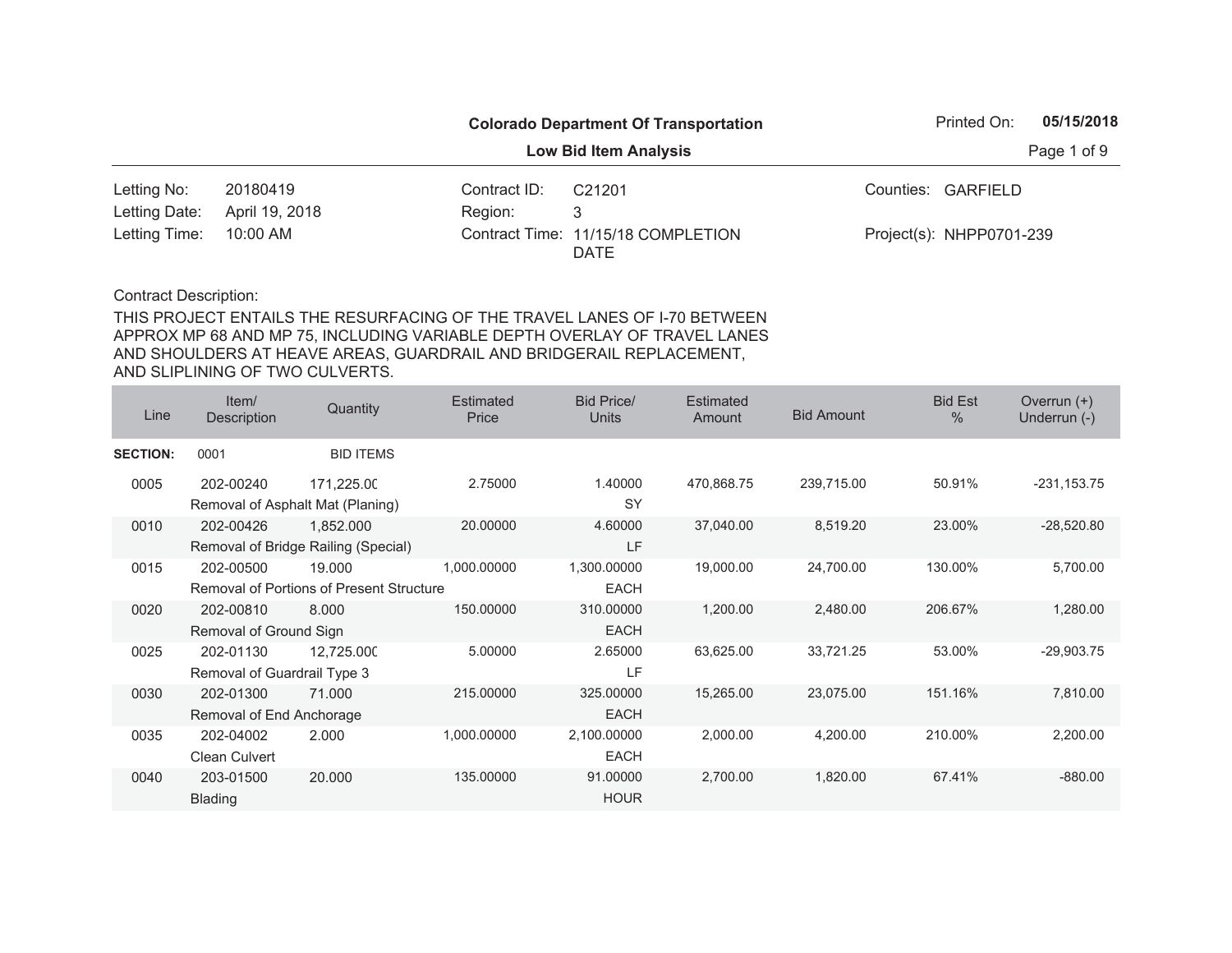**Colorado Department Of Transportation**

**Low Bid Item Analysis**

Printed On: **05/15/2018**

| | | | | | |
|---|---|---|---|---|---|
| Letting No: | 20180419 | Contract ID: | C21201 | Counties: | GARFIELD |
| Letting Date: | April 19, 2018 | Region: | 3 | | |
| Letting Time: | 10:00 AM | Contract Time: | 11/15/18 COMPLETION DATE | Project(s): | NHPP0701-239 |

Contract Description:

THIS PROJECT ENTAILS THE RESURFACING OF THE TRAVEL LANES OF I-70 BETWEEN APPROX MP 68 AND MP 75, INCLUDING VARIABLE DEPTH OVERLAY OF TRAVEL LANES AND SHOULDERS AT HEAVE AREAS, GUARDRAIL AND BRIDGERAIL REPLACEMENT, AND SLIPLINING OF TWO CULVERTS.

| Line | Item/ Description | Quantity | Estimated Price | Bid Price/ Units | Estimated Amount | Bid Amount | Bid Est % | Overrun (+) Underrun (-) |
|---|---|---|---|---|---|---|---|---|
| **SECTION:** | 0001 | BID ITEMS | | | | | | |
| 0005 | 202-00240 Removal of Asphalt Mat (Planing) | 171,225.000 | 2.75000 | 1.40000 SY | 470,868.75 | 239,715.00 | 50.91% | -231,153.75 |
| 0010 | 202-00426 Removal of Bridge Railing (Special) | 1,852.000 | 20.00000 | 4.60000 LF | 37,040.00 | 8,519.20 | 23.00% | -28,520.80 |
| 0015 | 202-00500 Removal of Portions of Present Structure | 19.000 | 1,000.00000 | 1,300.00000 EACH | 19,000.00 | 24,700.00 | 130.00% | 5,700.00 |
| 0020 | 202-00810 Removal of Ground Sign | 8.000 | 150.00000 | 310.00000 EACH | 1,200.00 | 2,480.00 | 206.67% | 1,280.00 |
| 0025 | 202-01130 Removal of Guardrail Type 3 | 12,725.000 | 5.00000 | 2.65000 LF | 63,625.00 | 33,721.25 | 53.00% | -29,903.75 |
| 0030 | 202-01300 Removal of End Anchorage | 71.000 | 215.00000 | 325.00000 EACH | 15,265.00 | 23,075.00 | 151.16% | 7,810.00 |
| 0035 | 202-04002 Clean Culvert | 2.000 | 1,000.00000 | 2,100.00000 EACH | 2,000.00 | 4,200.00 | 210.00% | 2,200.00 |
| 0040 | 203-01500 Blading | 20.000 | 135.00000 | 91.00000 HOUR | 2,700.00 | 1,820.00 | 67.41% | -880.00 |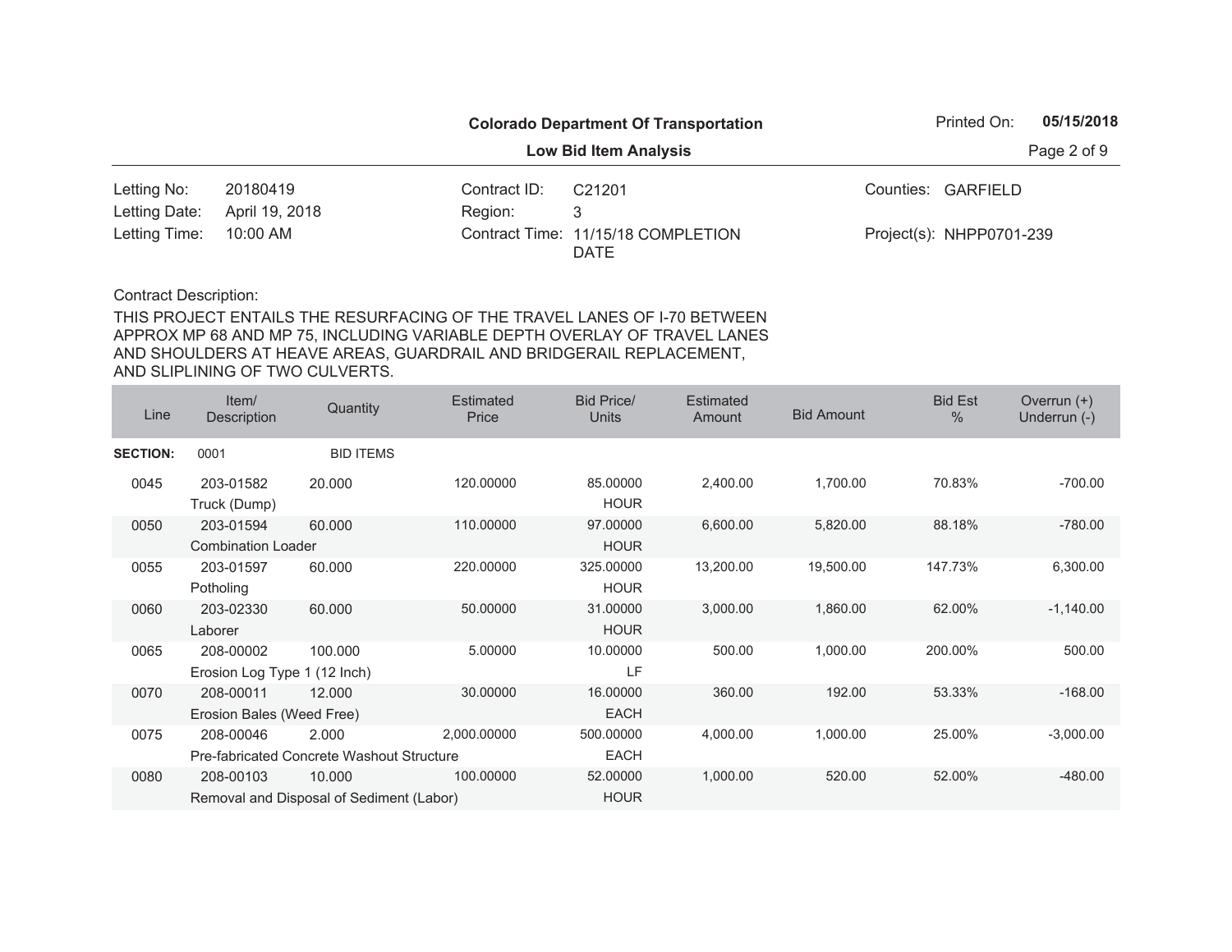**Colorado Department Of Transportation**

**Low Bid Item Analysis**

Printed On: **05/15/2018**

| | | | | | |
|---|---|---|---|---|---|
| Letting No: | 20180419 | Contract ID: | C21201 | Counties: | GARFIELD |
| Letting Date: | April 19, 2018 | Region: | 3 | | |
| Letting Time: | 10:00 AM | Contract Time: | 11/15/18 COMPLETION DATE | Project(s): | NHPP0701-239 |

Contract Description:

THIS PROJECT ENTAILS THE RESURFACING OF THE TRAVEL LANES OF I-70 BETWEEN APPROX MP 68 AND MP 75, INCLUDING VARIABLE DEPTH OVERLAY OF TRAVEL LANES AND SHOULDERS AT HEAVE AREAS, GUARDRAIL AND BRIDGERAIL REPLACEMENT, AND SLIPLINING OF TWO CULVERTS.

| Line | Item/ Description | Quantity | Estimated Price | Bid Price/ Units | Estimated Amount | Bid Amount | Bid Est % | Overrun (+) Underrun (-) |
|---|---|---|---|---|---|---|---|---|
| **SECTION:** | 0001 | BID ITEMS | | | | | | |
| 0045 | 203-01582 Truck (Dump) | 20.000 | 120.00000 | 85.00000 HOUR | 2,400.00 | 1,700.00 | 70.83% | -700.00 |
| 0050 | 203-01594 Combination Loader | 60.000 | 110.00000 | 97.00000 HOUR | 6,600.00 | 5,820.00 | 88.18% | -780.00 |
| 0055 | 203-01597 Potholing | 60.000 | 220.00000 | 325.00000 HOUR | 13,200.00 | 19,500.00 | 147.73% | 6,300.00 |
| 0060 | 203-02330 Laborer | 60.000 | 50.00000 | 31.00000 HOUR | 3,000.00 | 1,860.00 | 62.00% | -1,140.00 |
| 0065 | 208-00002 Erosion Log Type 1 (12 Inch) | 100.000 | 5.00000 | 10.00000 LF | 500.00 | 1,000.00 | 200.00% | 500.00 |
| 0070 | 208-00011 Erosion Bales (Weed Free) | 12.000 | 30.00000 | 16.00000 EACH | 360.00 | 192.00 | 53.33% | -168.00 |
| 0075 | 208-00046 Pre-fabricated Concrete Washout Structure | 2.000 | 2,000.00000 | 500.00000 EACH | 4,000.00 | 1,000.00 | 25.00% | -3,000.00 |
| 0080 | 208-00103 Removal and Disposal of Sediment (Labor) | 10.000 | 100.00000 | 52.00000 HOUR | 1,000.00 | 520.00 | 52.00% | -480.00 |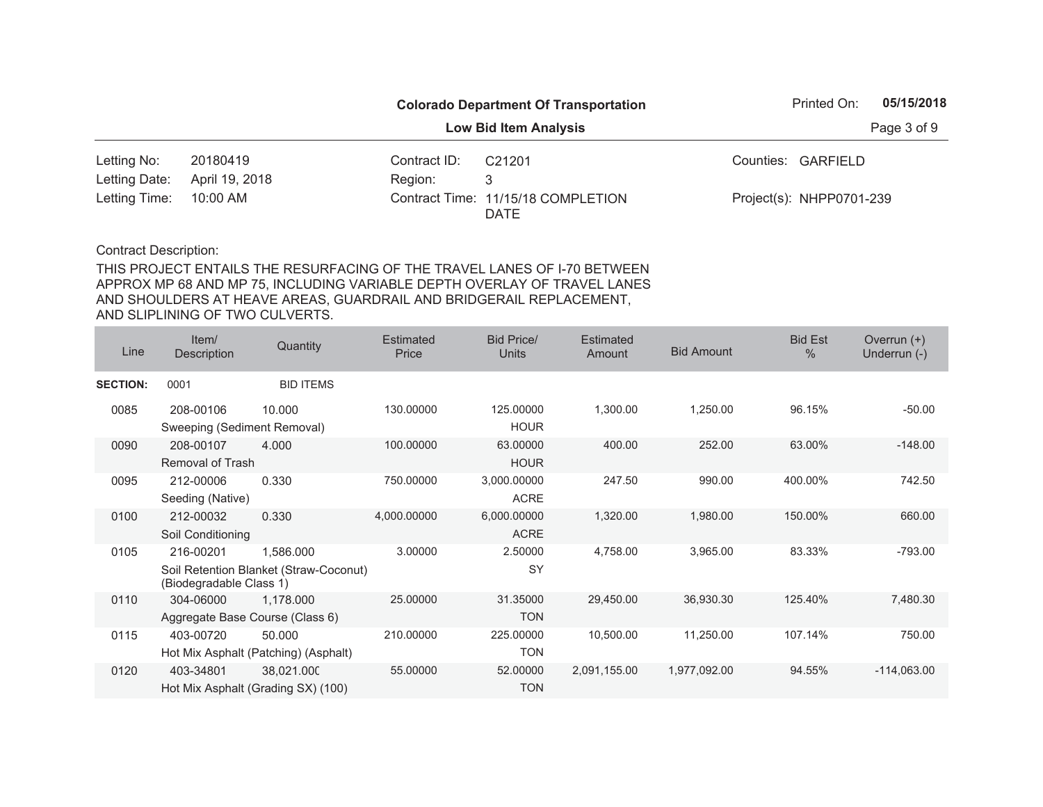**Colorado Department Of Transportation**

**Low Bid Item Analysis**

Printed On: **05/15/2018**

| | | | | | |
|---|---|---|---|---|---|
| Letting No: | 20180419 | Contract ID: | C21201 | Counties: | GARFIELD |
| Letting Date: | April 19, 2018 | Region: | 3 | | |
| Letting Time: | 10:00 AM | Contract Time: | 11/15/18 COMPLETION DATE | Project(s): | NHPP0701-239 |

Contract Description:

THIS PROJECT ENTAILS THE RESURFACING OF THE TRAVEL LANES OF I-70 BETWEEN APPROX MP 68 AND MP 75, INCLUDING VARIABLE DEPTH OVERLAY OF TRAVEL LANES AND SHOULDERS AT HEAVE AREAS, GUARDRAIL AND BRIDGERAIL REPLACEMENT, AND SLIPLINING OF TWO CULVERTS.

| Line | Item/ Description | Quantity | Estimated Price | Bid Price/ Units | Estimated Amount | Bid Amount | Bid Est % | Overrun (+) Underrun (-) |
|---|---|---|---|---|---|---|---|---|
| **SECTION:** | 0001 | BID ITEMS | | | | | | |
| 0085 | 208-00106 Sweeping (Sediment Removal) | 10.000 | 130.00000 | 125.00000 HOUR | 1,300.00 | 1,250.00 | 96.15% | -50.00 |
| 0090 | 208-00107 Removal of Trash | 4.000 | 100.00000 | 63.00000 HOUR | 400.00 | 252.00 | 63.00% | -148.00 |
| 0095 | 212-00006 Seeding (Native) | 0.330 | 750.00000 | 3,000.00000 ACRE | 247.50 | 990.00 | 400.00% | 742.50 |
| 0100 | 212-00032 Soil Conditioning | 0.330 | 4,000.00000 | 6,000.00000 ACRE | 1,320.00 | 1,980.00 | 150.00% | 660.00 |
| 0105 | 216-00201 Soil Retention Blanket (Straw-Coconut) (Biodegradable Class 1) | 1,586.000 | 3.00000 | 2.50000 SY | 4,758.00 | 3,965.00 | 83.33% | -793.00 |
| 0110 | 304-06000 Aggregate Base Course (Class 6) | 1,178.000 | 25.00000 | 31.35000 TON | 29,450.00 | 36,930.30 | 125.40% | 7,480.30 |
| 0115 | 403-00720 Hot Mix Asphalt (Patching) (Asphalt) | 50.000 | 210.00000 | 225.00000 TON | 10,500.00 | 11,250.00 | 107.14% | 750.00 |
| 0120 | 403-34801 Hot Mix Asphalt (Grading SX) (100) | 38,021.000 | 55.00000 | 52.00000 TON | 2,091,155.00 | 1,977,092.00 | 94.55% | -114,063.00 |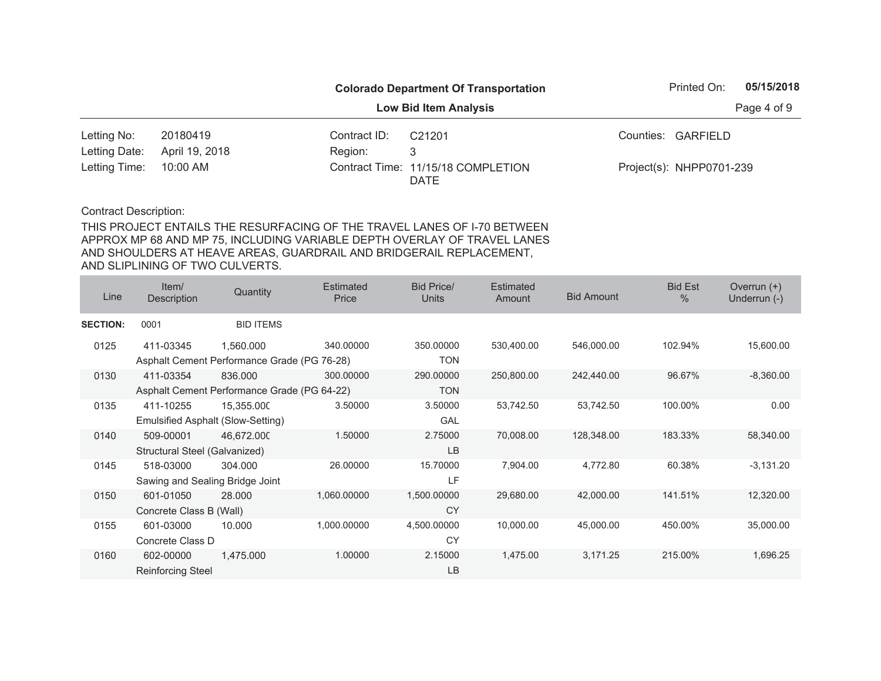**Colorado Department Of Transportation**

**Low Bid Item Analysis**

Printed On: **05/15/2018**

| | | | | | |
|---|---|---|---|---|---|
| Letting No: | 20180419 | Contract ID: | C21201 | Counties: | GARFIELD |
| Letting Date: | April 19, 2018 | Region: | 3 | | |
| Letting Time: | 10:00 AM | Contract Time: | 11/15/18 COMPLETION DATE | Project(s): | NHPP0701-239 |

Contract Description:

THIS PROJECT ENTAILS THE RESURFACING OF THE TRAVEL LANES OF I-70 BETWEEN APPROX MP 68 AND MP 75, INCLUDING VARIABLE DEPTH OVERLAY OF TRAVEL LANES AND SHOULDERS AT HEAVE AREAS, GUARDRAIL AND BRIDGERAIL REPLACEMENT, AND SLIPLINING OF TWO CULVERTS.

| Line | Item/ Description | Quantity | Estimated Price | Bid Price/ Units | Estimated Amount | Bid Amount | Bid Est % | Overrun (+) Underrun (-) |
|---|---|---|---|---|---|---|---|---|
| **SECTION:** | 0001 | BID ITEMS | | | | | | |
| 0125 | 411-03345 Asphalt Cement Performance Grade (PG 76-28) | 1,560.000 | 340.00000 | 350.00000 TON | 530,400.00 | 546,000.00 | 102.94% | 15,600.00 |
| 0130 | 411-03354 Asphalt Cement Performance Grade (PG 64-22) | 836.000 | 300.00000 | 290.00000 TON | 250,800.00 | 242,440.00 | 96.67% | -8,360.00 |
| 0135 | 411-10255 Emulsified Asphalt (Slow-Setting) | 15,355.000 | 3.50000 | 3.50000 GAL | 53,742.50 | 53,742.50 | 100.00% | 0.00 |
| 0140 | 509-00001 Structural Steel (Galvanized) | 46,672.000 | 1.50000 | 2.75000 LB | 70,008.00 | 128,348.00 | 183.33% | 58,340.00 |
| 0145 | 518-03000 Sawing and Sealing Bridge Joint | 304.000 | 26.00000 | 15.70000 LF | 7,904.00 | 4,772.80 | 60.38% | -3,131.20 |
| 0150 | 601-01050 Concrete Class B (Wall) | 28.000 | 1,060.00000 | 1,500.00000 CY | 29,680.00 | 42,000.00 | 141.51% | 12,320.00 |
| 0155 | 601-03000 Concrete Class D | 10.000 | 1,000.00000 | 4,500.00000 CY | 10,000.00 | 45,000.00 | 450.00% | 35,000.00 |
| 0160 | 602-00000 Reinforcing Steel | 1,475.000 | 1.00000 | 2.15000 LB | 1,475.00 | 3,171.25 | 215.00% | 1,696.25 |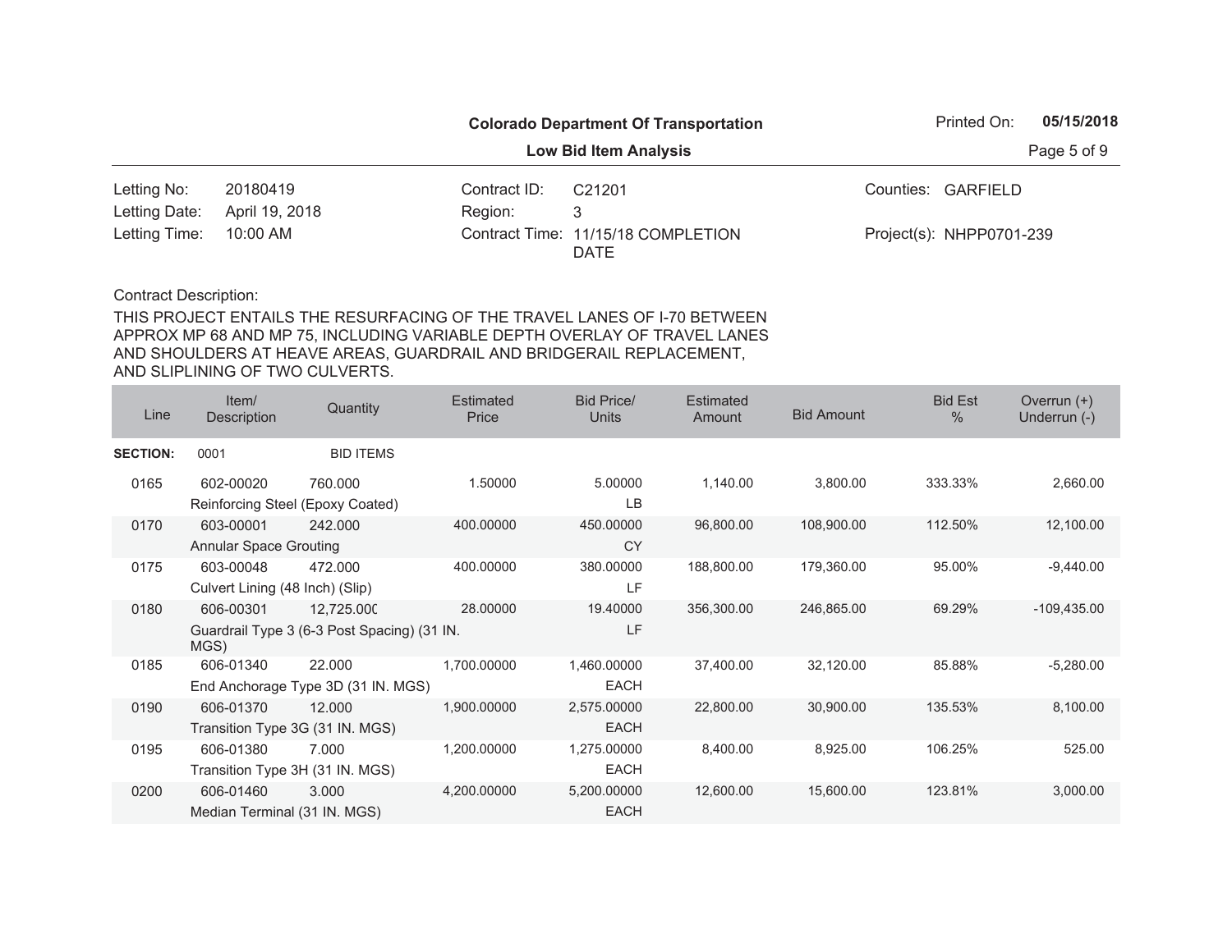**Colorado Department Of Transportation**

**Low Bid Item Analysis**

Printed On: **05/15/2018**

| | | | | | |
|---|---|---|---|---|---|
| Letting No: | 20180419 | Contract ID: | C21201 | Counties: | GARFIELD |
| Letting Date: | April 19, 2018 | Region: | 3 | | |
| Letting Time: | 10:00 AM | Contract Time: | 11/15/18 COMPLETION DATE | Project(s): | NHPP0701-239 |

Contract Description:

THIS PROJECT ENTAILS THE RESURFACING OF THE TRAVEL LANES OF I-70 BETWEEN APPROX MP 68 AND MP 75, INCLUDING VARIABLE DEPTH OVERLAY OF TRAVEL LANES AND SHOULDERS AT HEAVE AREAS, GUARDRAIL AND BRIDGERAIL REPLACEMENT, AND SLIPLINING OF TWO CULVERTS.

| Line | Item/ Description | Quantity | Estimated Price | Bid Price/ Units | Estimated Amount | Bid Amount | Bid Est % | Overrun (+) Underrun (-) |
|---|---|---|---|---|---|---|---|---|
| **SECTION:** | 0001 | BID ITEMS | | | | | | |
| 0165 | 602-00020 Reinforcing Steel (Epoxy Coated) | 760.000 | 1.50000 | 5.00000 LB | 1,140.00 | 3,800.00 | 333.33% | 2,660.00 |
| 0170 | 603-00001 Annular Space Grouting | 242.000 | 400.00000 | 450.00000 CY | 96,800.00 | 108,900.00 | 112.50% | 12,100.00 |
| 0175 | 603-00048 Culvert Lining (48 Inch) (Slip) | 472.000 | 400.00000 | 380.00000 LF | 188,800.00 | 179,360.00 | 95.00% | -9,440.00 |
| 0180 | 606-00301 Guardrail Type 3 (6-3 Post Spacing) (31 IN. MGS) | 12,725.000 | 28.00000 | 19.40000 LF | 356,300.00 | 246,865.00 | 69.29% | -109,435.00 |
| 0185 | 606-01340 End Anchorage Type 3D (31 IN. MGS) | 22.000 | 1,700.00000 | 1,460.00000 EACH | 37,400.00 | 32,120.00 | 85.88% | -5,280.00 |
| 0190 | 606-01370 Transition Type 3G (31 IN. MGS) | 12.000 | 1,900.00000 | 2,575.00000 EACH | 22,800.00 | 30,900.00 | 135.53% | 8,100.00 |
| 0195 | 606-01380 Transition Type 3H (31 IN. MGS) | 7.000 | 1,200.00000 | 1,275.00000 EACH | 8,400.00 | 8,925.00 | 106.25% | 525.00 |
| 0200 | 606-01460 Median Terminal (31 IN. MGS) | 3.000 | 4,200.00000 | 5,200.00000 EACH | 12,600.00 | 15,600.00 | 123.81% | 3,000.00 |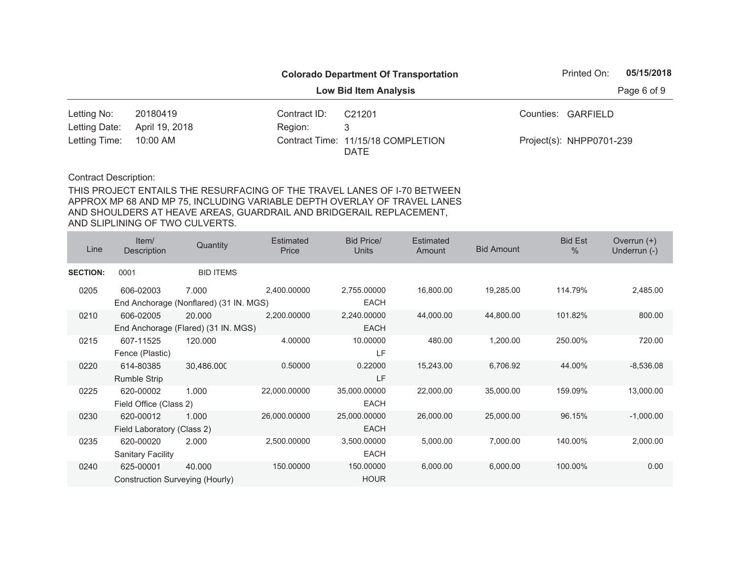**Colorado Department Of Transportation**

**Low Bid Item Analysis**

Printed On: **05/15/2018**

| | | | | | |
|---|---|---|---|---|---|
| Letting No: | 20180419 | Contract ID: | C21201 | Counties: | GARFIELD |
| Letting Date: | April 19, 2018 | Region: | 3 | | |
| Letting Time: | 10:00 AM | Contract Time: | 11/15/18 COMPLETION DATE | Project(s): | NHPP0701-239 |

Contract Description:

THIS PROJECT ENTAILS THE RESURFACING OF THE TRAVEL LANES OF I-70 BETWEEN APPROX MP 68 AND MP 75, INCLUDING VARIABLE DEPTH OVERLAY OF TRAVEL LANES AND SHOULDERS AT HEAVE AREAS, GUARDRAIL AND BRIDGERAIL REPLACEMENT, AND SLIPLINING OF TWO CULVERTS.

| Line | Item/ Description | Quantity | Estimated Price | Bid Price/ Units | Estimated Amount | Bid Amount | Bid Est % | Overrun (+) Underrun (-) |
|---|---|---|---|---|---|---|---|---|
| **SECTION:** | 0001 | BID ITEMS | | | | | | |
| 0205 | 606-02003 End Anchorage (Nonflared) (31 IN. MGS) | 7.000 | 2,400.00000 | 2,755.00000 EACH | 16,800.00 | 19,285.00 | 114.79% | 2,485.00 |
| 0210 | 606-02005 End Anchorage (Flared) (31 IN. MGS) | 20.000 | 2,200.00000 | 2,240.00000 EACH | 44,000.00 | 44,800.00 | 101.82% | 800.00 |
| 0215 | 607-11525 Fence (Plastic) | 120.000 | 4.00000 | 10.00000 LF | 480.00 | 1,200.00 | 250.00% | 720.00 |
| 0220 | 614-80385 Rumble Strip | 30,486.000 | 0.50000 | 0.22000 LF | 15,243.00 | 6,706.92 | 44.00% | -8,536.08 |
| 0225 | 620-00002 Field Office (Class 2) | 1.000 | 22,000.00000 | 35,000.00000 EACH | 22,000.00 | 35,000.00 | 159.09% | 13,000.00 |
| 0230 | 620-00012 Field Laboratory (Class 2) | 1.000 | 26,000.00000 | 25,000.00000 EACH | 26,000.00 | 25,000.00 | 96.15% | -1,000.00 |
| 0235 | 620-00020 Sanitary Facility | 2.000 | 2,500.00000 | 3,500.00000 EACH | 5,000.00 | 7,000.00 | 140.00% | 2,000.00 |
| 0240 | 625-00001 Construction Surveying (Hourly) | 40.000 | 150.00000 | 150.00000 HOUR | 6,000.00 | 6,000.00 | 100.00% | 0.00 |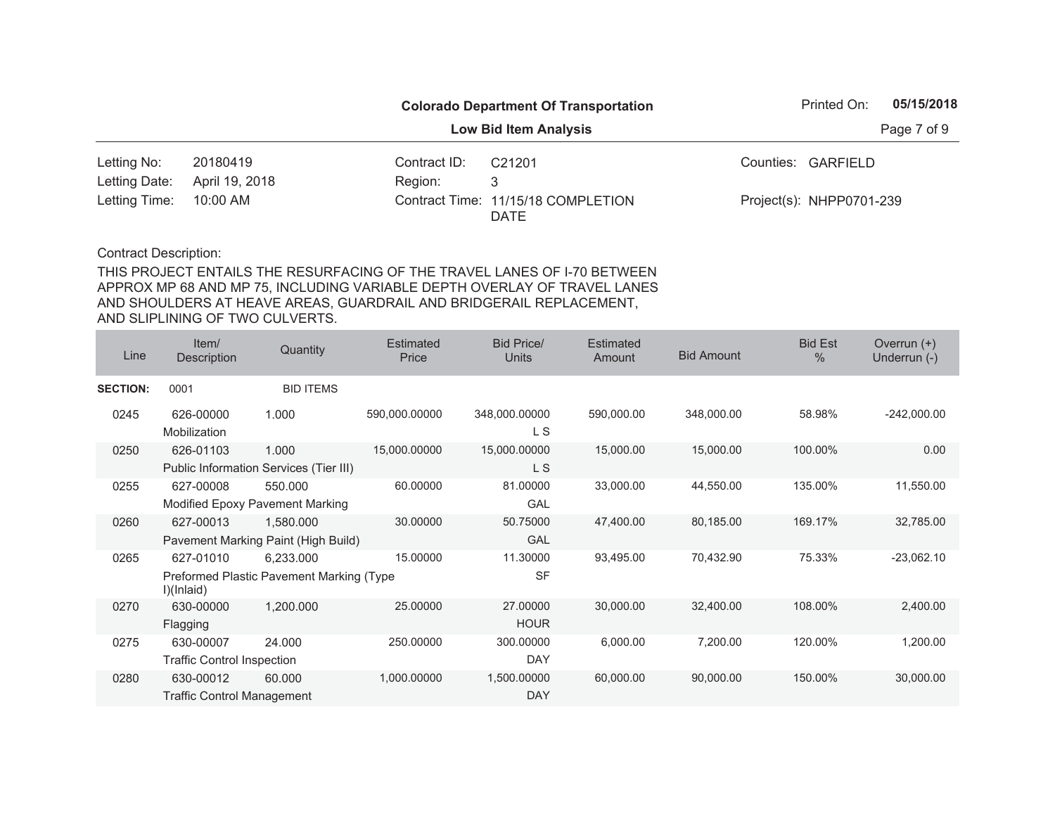**Colorado Department Of Transportation**

**Low Bid Item Analysis**

Printed On: **05/15/2018**

| | | | | | |
|---|---|---|---|---|---|
| Letting No: | 20180419 | Contract ID: | C21201 | Counties: | GARFIELD |
| Letting Date: | April 19, 2018 | Region: | 3 | | |
| Letting Time: | 10:00 AM | Contract Time: | 11/15/18 COMPLETION DATE | Project(s): | NHPP0701-239 |

Contract Description:

THIS PROJECT ENTAILS THE RESURFACING OF THE TRAVEL LANES OF I-70 BETWEEN APPROX MP 68 AND MP 75, INCLUDING VARIABLE DEPTH OVERLAY OF TRAVEL LANES AND SHOULDERS AT HEAVE AREAS, GUARDRAIL AND BRIDGERAIL REPLACEMENT, AND SLIPLINING OF TWO CULVERTS.

| Line | Item/ Description | Quantity | Estimated Price | Bid Price/ Units | Estimated Amount | Bid Amount | Bid Est % | Overrun (+) Underrun (-) |
|---|---|---|---|---|---|---|---|---|
| **SECTION:** | 0001 | BID ITEMS | | | | | | |
| 0245 | 626-00000 Mobilization | 1.000 | 590,000.00000 | 348,000.00000 L S | 590,000.00 | 348,000.00 | 58.98% | -242,000.00 |
| 0250 | 626-01103 Public Information Services (Tier III) | 1.000 | 15,000.00000 | 15,000.00000 L S | 15,000.00 | 15,000.00 | 100.00% | 0.00 |
| 0255 | 627-00008 Modified Epoxy Pavement Marking | 550.000 | 60.00000 | 81.00000 GAL | 33,000.00 | 44,550.00 | 135.00% | 11,550.00 |
| 0260 | 627-00013 Pavement Marking Paint (High Build) | 1,580.000 | 30.00000 | 50.75000 GAL | 47,400.00 | 80,185.00 | 169.17% | 32,785.00 |
| 0265 | 627-01010 Preformed Plastic Pavement Marking (Type I)(Inlaid) | 6,233.000 | 15.00000 | 11.30000 SF | 93,495.00 | 70,432.90 | 75.33% | -23,062.10 |
| 0270 | 630-00000 Flagging | 1,200.000 | 25.00000 | 27.00000 HOUR | 30,000.00 | 32,400.00 | 108.00% | 2,400.00 |
| 0275 | 630-00007 Traffic Control Inspection | 24.000 | 250.00000 | 300.00000 DAY | 6,000.00 | 7,200.00 | 120.00% | 1,200.00 |
| 0280 | 630-00012 Traffic Control Management | 60.000 | 1,000.00000 | 1,500.00000 DAY | 60,000.00 | 90,000.00 | 150.00% | 30,000.00 |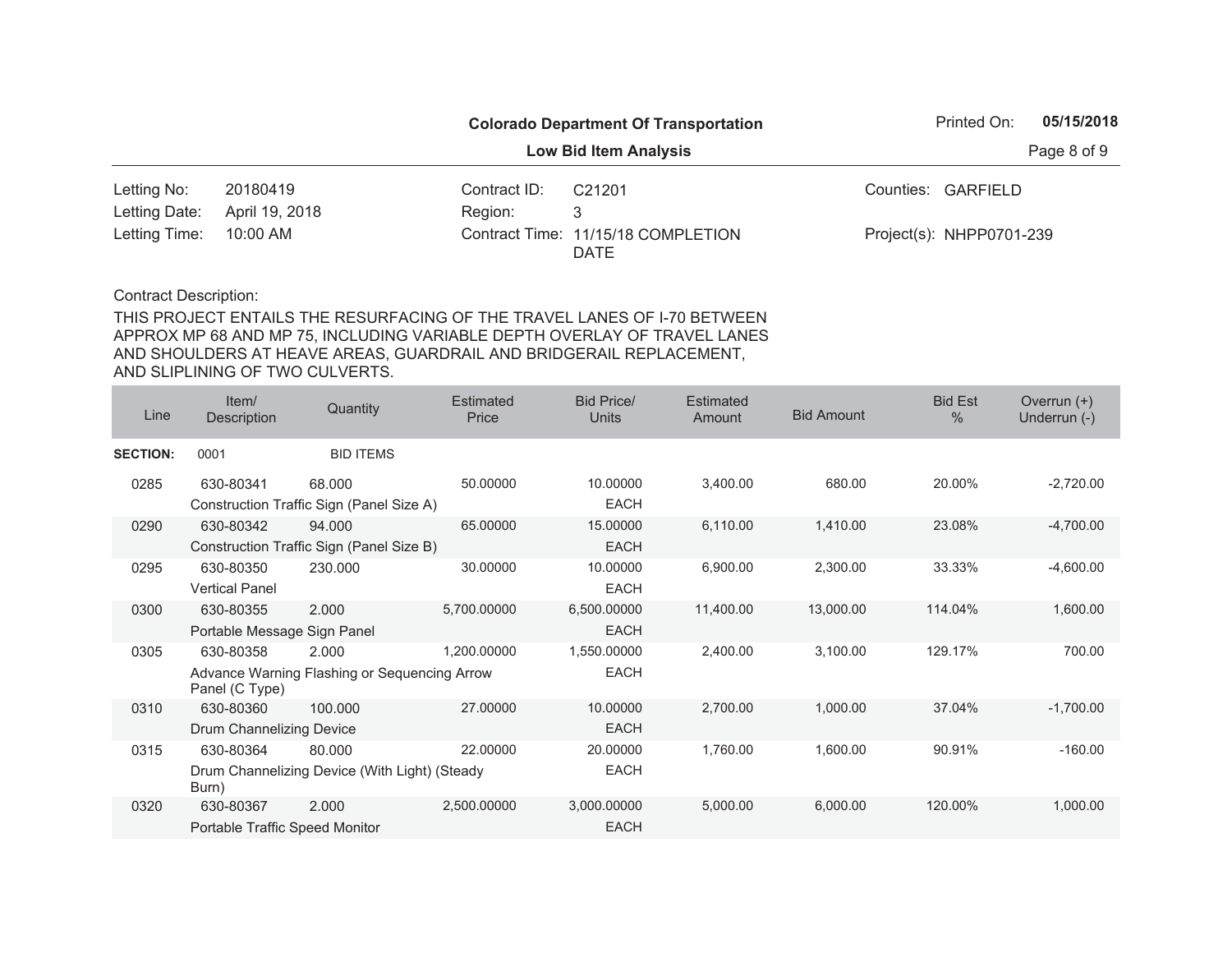**Colorado Department Of Transportation**

**Low Bid Item Analysis**

Printed On: **05/15/2018**

| | | | | | |
|---|---|---|---|---|---|
| Letting No: | 20180419 | Contract ID: | C21201 | Counties: | GARFIELD |
| Letting Date: | April 19, 2018 | Region: | 3 | | |
| Letting Time: | 10:00 AM | Contract Time: | 11/15/18 COMPLETION DATE | Project(s): | NHPP0701-239 |

Contract Description:

THIS PROJECT ENTAILS THE RESURFACING OF THE TRAVEL LANES OF I-70 BETWEEN APPROX MP 68 AND MP 75, INCLUDING VARIABLE DEPTH OVERLAY OF TRAVEL LANES AND SHOULDERS AT HEAVE AREAS, GUARDRAIL AND BRIDGERAIL REPLACEMENT, AND SLIPLINING OF TWO CULVERTS.

| Line | Item/ Description | Quantity | Estimated Price | Bid Price/ Units | Estimated Amount | Bid Amount | Bid Est % | Overrun (+) Underrun (-) |
|---|---|---|---|---|---|---|---|---|
| **SECTION:** | 0001 | BID ITEMS | | | | | | |
| 0285 | 630-80341 Construction Traffic Sign (Panel Size A) | 68.000 | 50.00000 | 10.00000 EACH | 3,400.00 | 680.00 | 20.00% | -2,720.00 |
| 0290 | 630-80342 Construction Traffic Sign (Panel Size B) | 94.000 | 65.00000 | 15.00000 EACH | 6,110.00 | 1,410.00 | 23.08% | -4,700.00 |
| 0295 | 630-80350 Vertical Panel | 230.000 | 30.00000 | 10.00000 EACH | 6,900.00 | 2,300.00 | 33.33% | -4,600.00 |
| 0300 | 630-80355 Portable Message Sign Panel | 2.000 | 5,700.00000 | 6,500.00000 EACH | 11,400.00 | 13,000.00 | 114.04% | 1,600.00 |
| 0305 | 630-80358 Advance Warning Flashing or Sequencing Arrow Panel (C Type) | 2.000 | 1,200.00000 | 1,550.00000 EACH | 2,400.00 | 3,100.00 | 129.17% | 700.00 |
| 0310 | 630-80360 Drum Channelizing Device | 100.000 | 27.00000 | 10.00000 EACH | 2,700.00 | 1,000.00 | 37.04% | -1,700.00 |
| 0315 | 630-80364 Drum Channelizing Device (With Light) (Steady Burn) | 80.000 | 22.00000 | 20.00000 EACH | 1,760.00 | 1,600.00 | 90.91% | -160.00 |
| 0320 | 630-80367 Portable Traffic Speed Monitor | 2.000 | 2,500.00000 | 3,000.00000 EACH | 5,000.00 | 6,000.00 | 120.00% | 1,000.00 |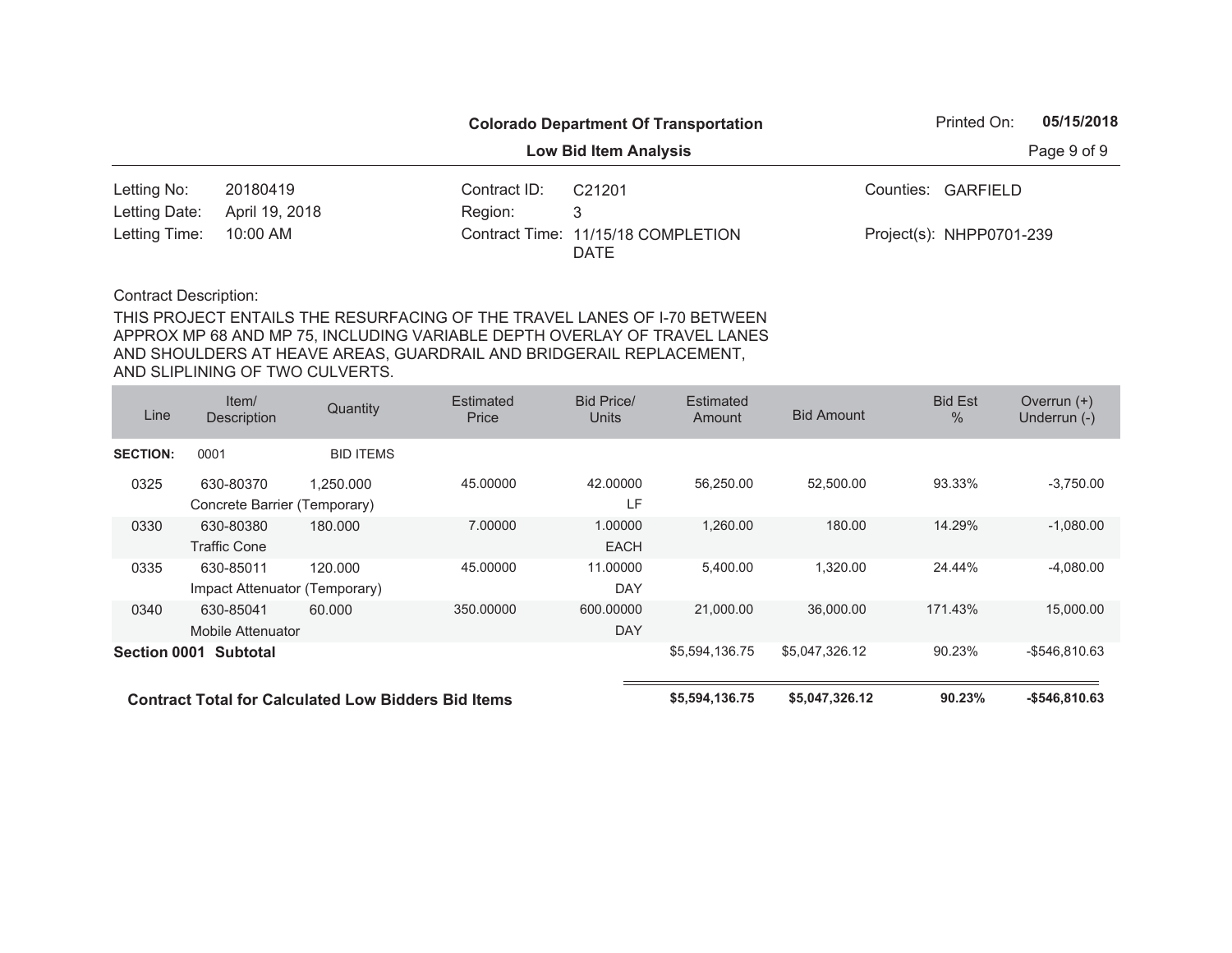**Colorado Department Of Transportation**

**Low Bid Item Analysis**

Printed On: **05/15/2018**

| | | | | | |
|---|---|---|---|---|---|
| Letting No: | 20180419 | Contract ID: | C21201 | Counties: | GARFIELD |
| Letting Date: | April 19, 2018 | Region: | 3 | | |
| Letting Time: | 10:00 AM | Contract Time: | 11/15/18 COMPLETION DATE | Project(s): | NHPP0701-239 |

Contract Description:

THIS PROJECT ENTAILS THE RESURFACING OF THE TRAVEL LANES OF I-70 BETWEEN APPROX MP 68 AND MP 75, INCLUDING VARIABLE DEPTH OVERLAY OF TRAVEL LANES AND SHOULDERS AT HEAVE AREAS, GUARDRAIL AND BRIDGERAIL REPLACEMENT, AND SLIPLINING OF TWO CULVERTS.

| Line | Item/ Description | Quantity | Estimated Price | Bid Price/ Units | Estimated Amount | Bid Amount | Bid Est % | Overrun (+) Underrun (-) |
|---|---|---|---|---|---|---|---|---|
| **SECTION:** | 0001 | BID ITEMS | | | | | | |
| 0325 | 630-80370 Concrete Barrier (Temporary) | 1,250.000 | 45.00000 | 42.00000 LF | 56,250.00 | 52,500.00 | 93.33% | -3,750.00 |
| 0330 | 630-80380 Traffic Cone | 180.000 | 7.00000 | 1.00000 EACH | 1,260.00 | 180.00 | 14.29% | -1,080.00 |
| 0335 | 630-85011 Impact Attenuator (Temporary) | 120.000 | 45.00000 | 11.00000 DAY | 5,400.00 | 1,320.00 | 24.44% | -4,080.00 |
| 0340 | 630-85041 Mobile Attenuator | 60.000 | 350.00000 | 600.00000 DAY | 21,000.00 | 36,000.00 | 171.43% | 15,000.00 |
| **Section 0001 Subtotal** | | | | | $5,594,136.75 | $5,047,326.12 | 90.23% | -$546,810.63 |
| **Contract Total for Calculated Low Bidders Bid Items** | | | | | **$5,594,136.75** | **$5,047,326.12** | **90.23%** | **-$546,810.63** |